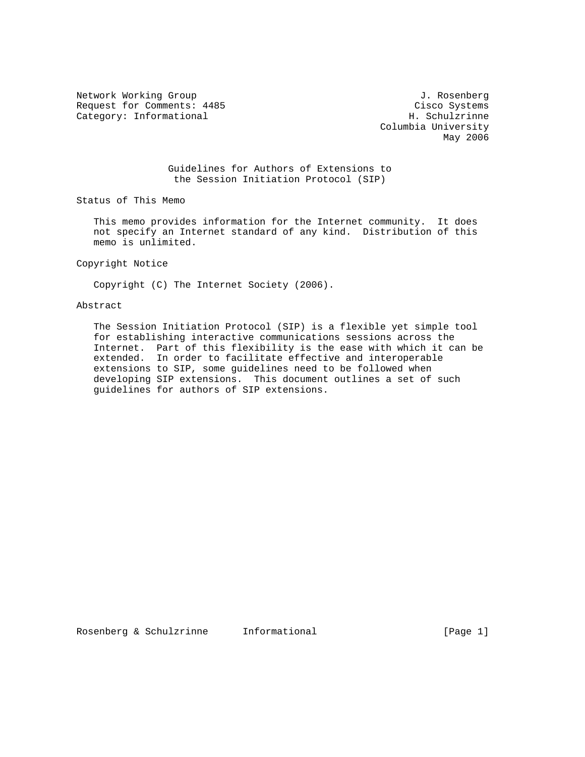Network Working Group J. Rosenberg
Request for Comments: 4485 Cisco Systems
Category: Informational H. Schulzrinne
Columbia University
May 2006

# Guidelines for Authors of Extensions to the Session Initiation Protocol (SIP)

## Status of This Memo

This memo provides information for the Internet community. It does not specify an Internet standard of any kind. Distribution of this memo is unlimited.

## Copyright Notice

Copyright (C) The Internet Society (2006).

## Abstract

The Session Initiation Protocol (SIP) is a flexible yet simple tool for establishing interactive communications sessions across the Internet. Part of this flexibility is the ease with which it can be extended. In order to facilitate effective and interoperable extensions to SIP, some guidelines need to be followed when developing SIP extensions. This document outlines a set of such guidelines for authors of SIP extensions.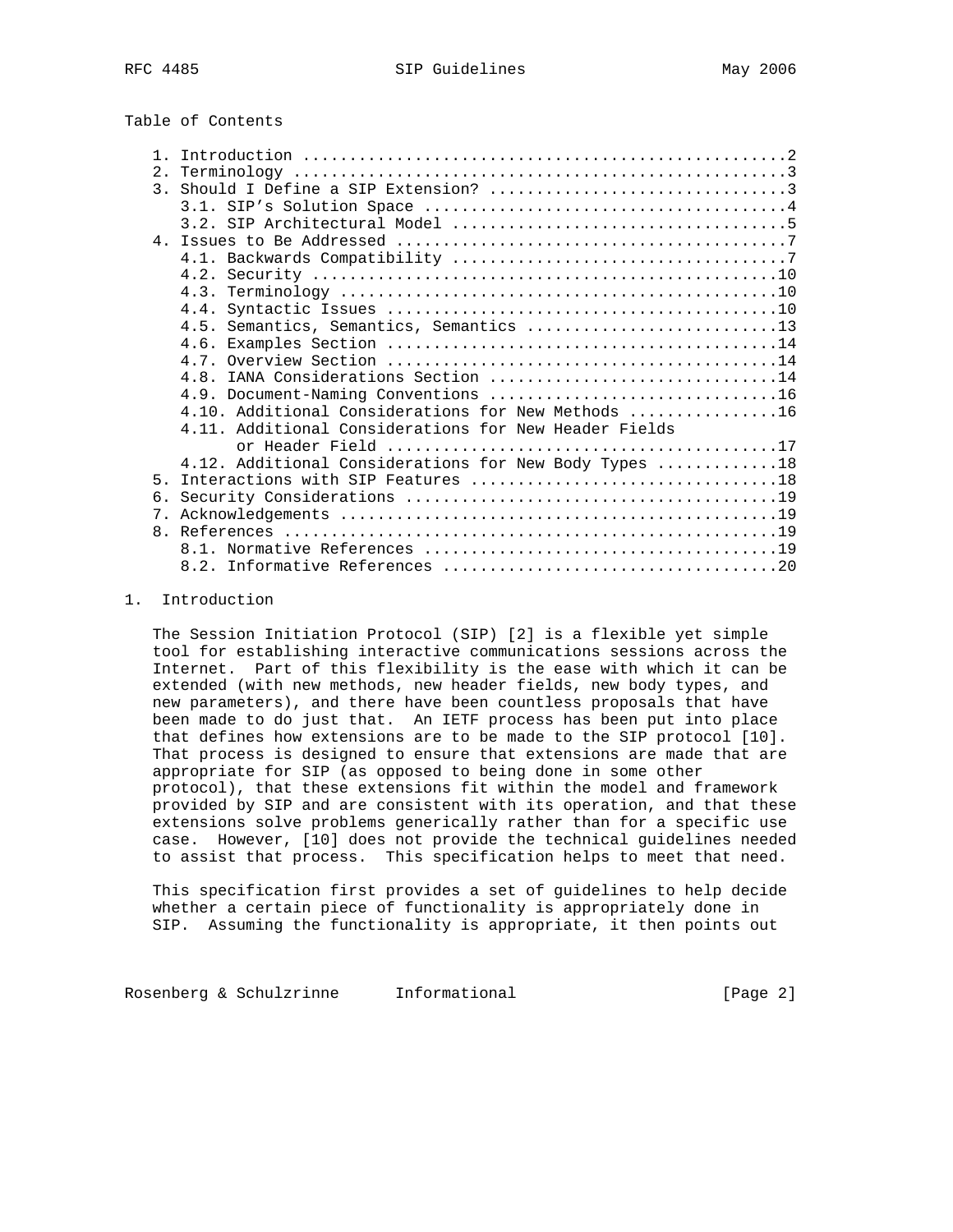Table of Contents

```
   1. Introduction ....................................................2
   2. Terminology .....................................................3
   3. Should I Define a SIP Extension? ................................3
      3.1. SIP's Solution Space .......................................4
      3.2. SIP Architectural Model ....................................5
   4. Issues to Be Addressed ..........................................7
      4.1. Backwards Compatibility ....................................7
      4.2. Security ..................................................10
      4.3. Terminology ...............................................10
      4.4. Syntactic Issues ..........................................10
      4.5. Semantics, Semantics, Semantics ...........................13
      4.6. Examples Section ..........................................14
      4.7. Overview Section ..........................................14
      4.8. IANA Considerations Section ...............................14
      4.9. Document-Naming Conventions ...............................16
      4.10. Additional Considerations for New Methods ................16
      4.11. Additional Considerations for New Header Fields
            or Header Field ..........................................17
      4.12. Additional Considerations for New Body Types .............18
   5. Interactions with SIP Features .................................18
   6. Security Considerations ........................................19
   7. Acknowledgements ...............................................19
   8. References .....................................................19
      8.1. Normative References ......................................19
      8.2. Informative References ....................................20
```

# 1. Introduction

The Session Initiation Protocol (SIP) [2] is a flexible yet simple tool for establishing interactive communications sessions across the Internet. Part of this flexibility is the ease with which it can be extended (with new methods, new header fields, new body types, and new parameters), and there have been countless proposals that have been made to do just that. An IETF process has been put into place that defines how extensions are to be made to the SIP protocol [10]. That process is designed to ensure that extensions are made that are appropriate for SIP (as opposed to being done in some other protocol), that these extensions fit within the model and framework provided by SIP and are consistent with its operation, and that these extensions solve problems generically rather than for a specific use case. However, [10] does not provide the technical guidelines needed to assist that process. This specification helps to meet that need.

This specification first provides a set of guidelines to help decide whether a certain piece of functionality is appropriately done in SIP. Assuming the functionality is appropriate, it then points out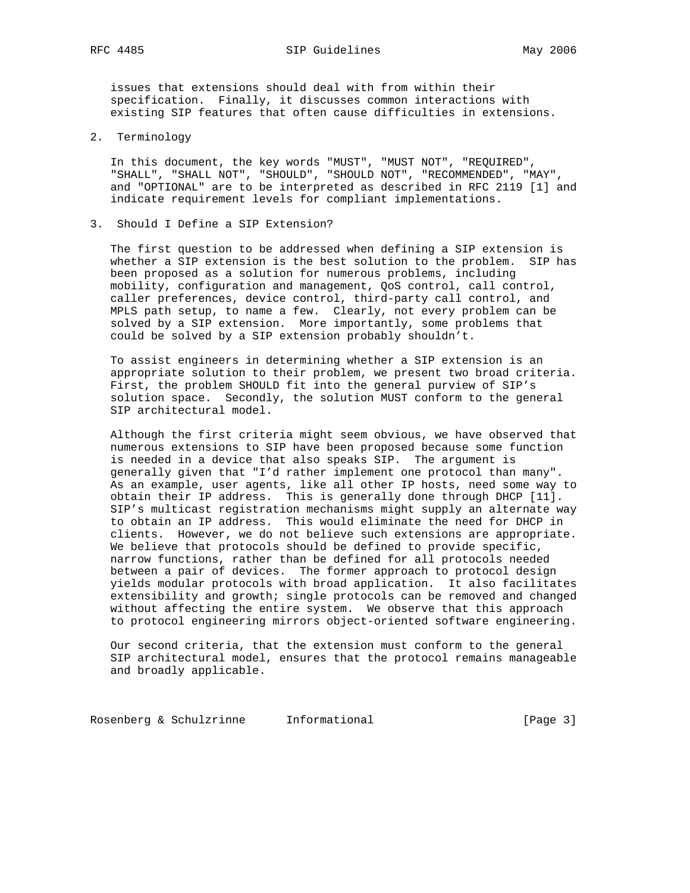issues that extensions should deal with from within their specification. Finally, it discusses common interactions with existing SIP features that often cause difficulties in extensions.

## 2. Terminology

In this document, the key words "MUST", "MUST NOT", "REQUIRED", "SHALL", "SHALL NOT", "SHOULD", "SHOULD NOT", "RECOMMENDED", "MAY", and "OPTIONAL" are to be interpreted as described in RFC 2119 [1] and indicate requirement levels for compliant implementations.

## 3. Should I Define a SIP Extension?

The first question to be addressed when defining a SIP extension is whether a SIP extension is the best solution to the problem. SIP has been proposed as a solution for numerous problems, including mobility, configuration and management, QoS control, call control, caller preferences, device control, third-party call control, and MPLS path setup, to name a few. Clearly, not every problem can be solved by a SIP extension. More importantly, some problems that could be solved by a SIP extension probably shouldn't.

To assist engineers in determining whether a SIP extension is an appropriate solution to their problem, we present two broad criteria. First, the problem SHOULD fit into the general purview of SIP's solution space. Secondly, the solution MUST conform to the general SIP architectural model.

Although the first criteria might seem obvious, we have observed that numerous extensions to SIP have been proposed because some function is needed in a device that also speaks SIP. The argument is generally given that "I'd rather implement one protocol than many". As an example, user agents, like all other IP hosts, need some way to obtain their IP address. This is generally done through DHCP [11]. SIP's multicast registration mechanisms might supply an alternate way to obtain an IP address. This would eliminate the need for DHCP in clients. However, we do not believe such extensions are appropriate. We believe that protocols should be defined to provide specific, narrow functions, rather than be defined for all protocols needed between a pair of devices. The former approach to protocol design yields modular protocols with broad application. It also facilitates extensibility and growth; single protocols can be removed and changed without affecting the entire system. We observe that this approach to protocol engineering mirrors object-oriented software engineering.

Our second criteria, that the extension must conform to the general SIP architectural model, ensures that the protocol remains manageable and broadly applicable.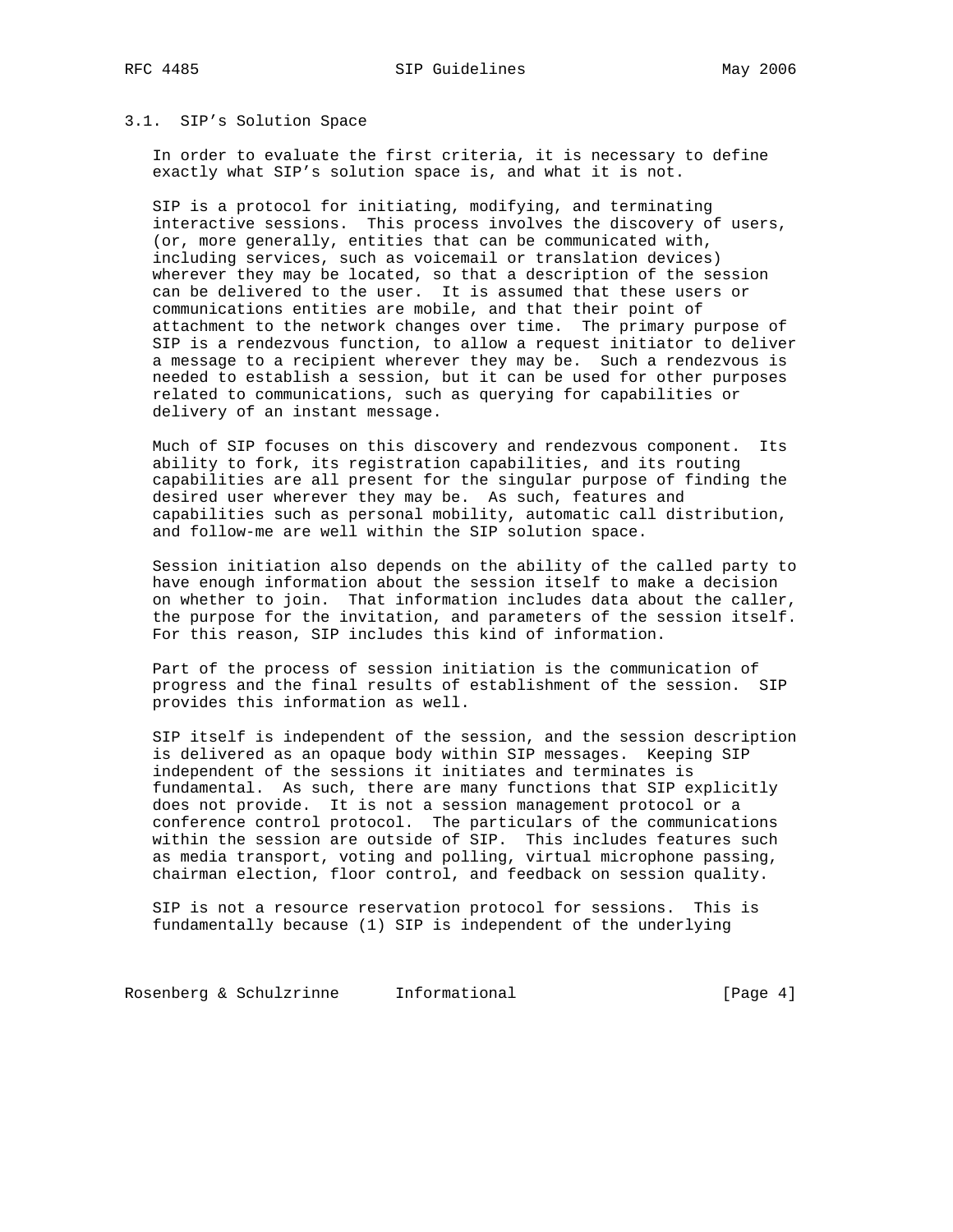### 3.1. SIP's Solution Space

In order to evaluate the first criteria, it is necessary to define exactly what SIP's solution space is, and what it is not.

SIP is a protocol for initiating, modifying, and terminating interactive sessions. This process involves the discovery of users, (or, more generally, entities that can be communicated with, including services, such as voicemail or translation devices) wherever they may be located, so that a description of the session can be delivered to the user. It is assumed that these users or communications entities are mobile, and that their point of attachment to the network changes over time. The primary purpose of SIP is a rendezvous function, to allow a request initiator to deliver a message to a recipient wherever they may be. Such a rendezvous is needed to establish a session, but it can be used for other purposes related to communications, such as querying for capabilities or delivery of an instant message.

Much of SIP focuses on this discovery and rendezvous component. Its ability to fork, its registration capabilities, and its routing capabilities are all present for the singular purpose of finding the desired user wherever they may be. As such, features and capabilities such as personal mobility, automatic call distribution, and follow-me are well within the SIP solution space.

Session initiation also depends on the ability of the called party to have enough information about the session itself to make a decision on whether to join. That information includes data about the caller, the purpose for the invitation, and parameters of the session itself. For this reason, SIP includes this kind of information.

Part of the process of session initiation is the communication of progress and the final results of establishment of the session. SIP provides this information as well.

SIP itself is independent of the session, and the session description is delivered as an opaque body within SIP messages. Keeping SIP independent of the sessions it initiates and terminates is fundamental. As such, there are many functions that SIP explicitly does not provide. It is not a session management protocol or a conference control protocol. The particulars of the communications within the session are outside of SIP. This includes features such as media transport, voting and polling, virtual microphone passing, chairman election, floor control, and feedback on session quality.

SIP is not a resource reservation protocol for sessions. This is fundamentally because (1) SIP is independent of the underlying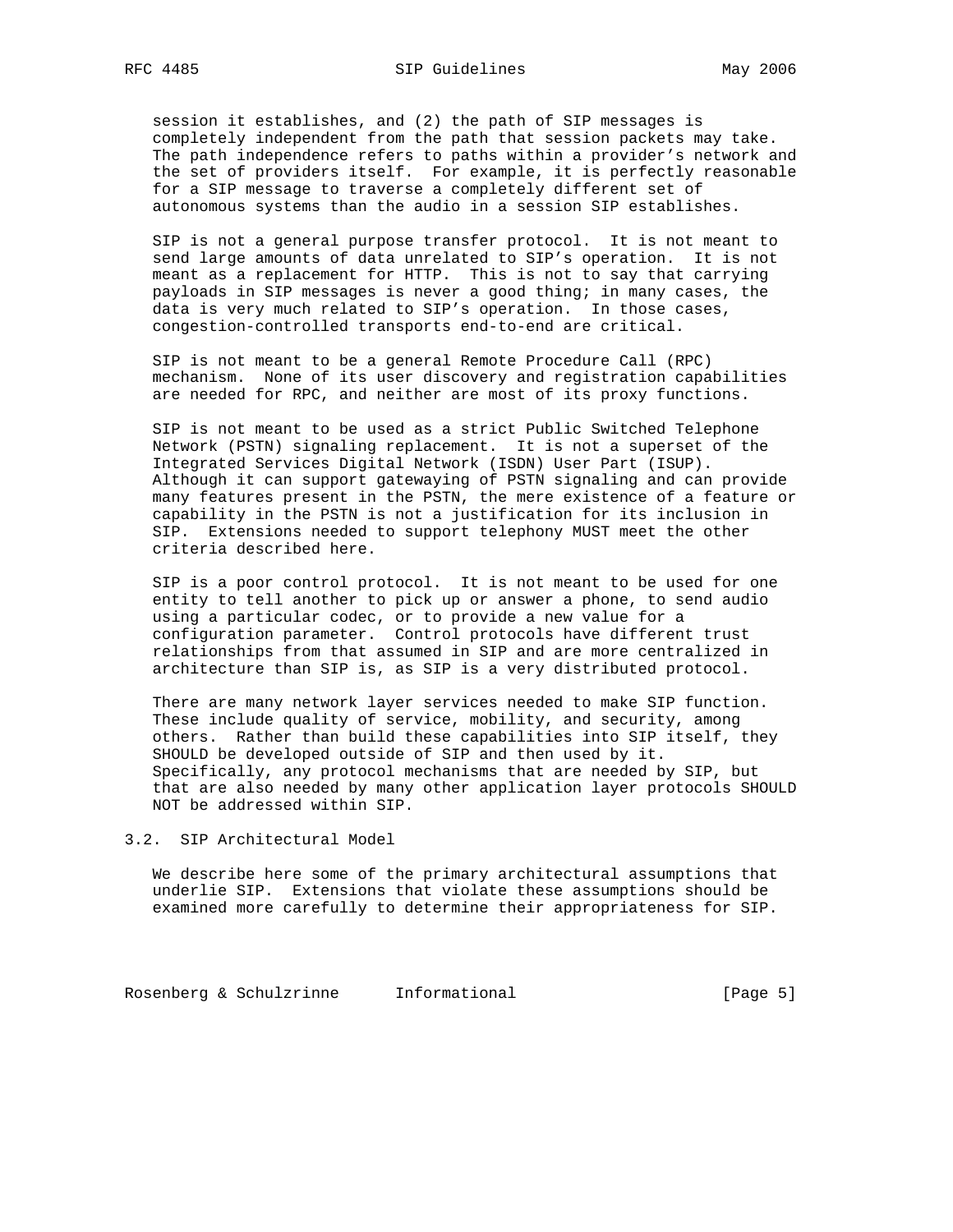session it establishes, and (2) the path of SIP messages is completely independent from the path that session packets may take. The path independence refers to paths within a provider's network and the set of providers itself. For example, it is perfectly reasonable for a SIP message to traverse a completely different set of autonomous systems than the audio in a session SIP establishes.

SIP is not a general purpose transfer protocol. It is not meant to send large amounts of data unrelated to SIP's operation. It is not meant as a replacement for HTTP. This is not to say that carrying payloads in SIP messages is never a good thing; in many cases, the data is very much related to SIP's operation. In those cases, congestion-controlled transports end-to-end are critical.

SIP is not meant to be a general Remote Procedure Call (RPC) mechanism. None of its user discovery and registration capabilities are needed for RPC, and neither are most of its proxy functions.

SIP is not meant to be used as a strict Public Switched Telephone Network (PSTN) signaling replacement. It is not a superset of the Integrated Services Digital Network (ISDN) User Part (ISUP). Although it can support gatewaying of PSTN signaling and can provide many features present in the PSTN, the mere existence of a feature or capability in the PSTN is not a justification for its inclusion in SIP. Extensions needed to support telephony MUST meet the other criteria described here.

SIP is a poor control protocol. It is not meant to be used for one entity to tell another to pick up or answer a phone, to send audio using a particular codec, or to provide a new value for a configuration parameter. Control protocols have different trust relationships from that assumed in SIP and are more centralized in architecture than SIP is, as SIP is a very distributed protocol.

There are many network layer services needed to make SIP function. These include quality of service, mobility, and security, among others. Rather than build these capabilities into SIP itself, they SHOULD be developed outside of SIP and then used by it. Specifically, any protocol mechanisms that are needed by SIP, but that are also needed by many other application layer protocols SHOULD NOT be addressed within SIP.

### 3.2. SIP Architectural Model

We describe here some of the primary architectural assumptions that underlie SIP. Extensions that violate these assumptions should be examined more carefully to determine their appropriateness for SIP.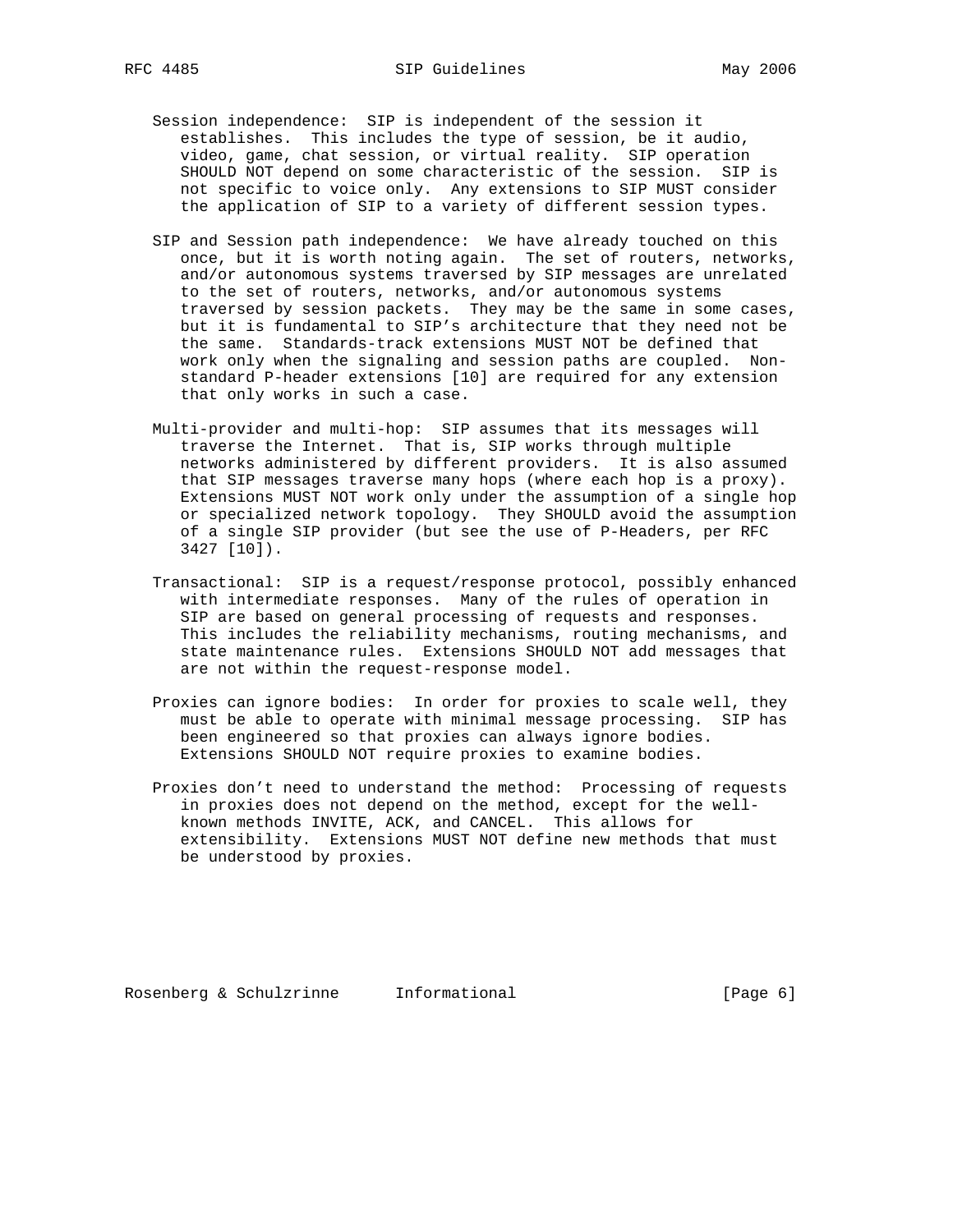Session independence: SIP is independent of the session it establishes. This includes the type of session, be it audio, video, game, chat session, or virtual reality. SIP operation SHOULD NOT depend on some characteristic of the session. SIP is not specific to voice only. Any extensions to SIP MUST consider the application of SIP to a variety of different session types.

SIP and Session path independence: We have already touched on this once, but it is worth noting again. The set of routers, networks, and/or autonomous systems traversed by SIP messages are unrelated to the set of routers, networks, and/or autonomous systems traversed by session packets. They may be the same in some cases, but it is fundamental to SIP's architecture that they need not be the same. Standards-track extensions MUST NOT be defined that work only when the signaling and session paths are coupled. Non-standard P-header extensions [10] are required for any extension that only works in such a case.

Multi-provider and multi-hop: SIP assumes that its messages will traverse the Internet. That is, SIP works through multiple networks administered by different providers. It is also assumed that SIP messages traverse many hops (where each hop is a proxy). Extensions MUST NOT work only under the assumption of a single hop or specialized network topology. They SHOULD avoid the assumption of a single SIP provider (but see the use of P-Headers, per RFC 3427 [10]).

Transactional: SIP is a request/response protocol, possibly enhanced with intermediate responses. Many of the rules of operation in SIP are based on general processing of requests and responses. This includes the reliability mechanisms, routing mechanisms, and state maintenance rules. Extensions SHOULD NOT add messages that are not within the request-response model.

Proxies can ignore bodies: In order for proxies to scale well, they must be able to operate with minimal message processing. SIP has been engineered so that proxies can always ignore bodies. Extensions SHOULD NOT require proxies to examine bodies.

Proxies don't need to understand the method: Processing of requests in proxies does not depend on the method, except for the well-known methods INVITE, ACK, and CANCEL. This allows for extensibility. Extensions MUST NOT define new methods that must be understood by proxies.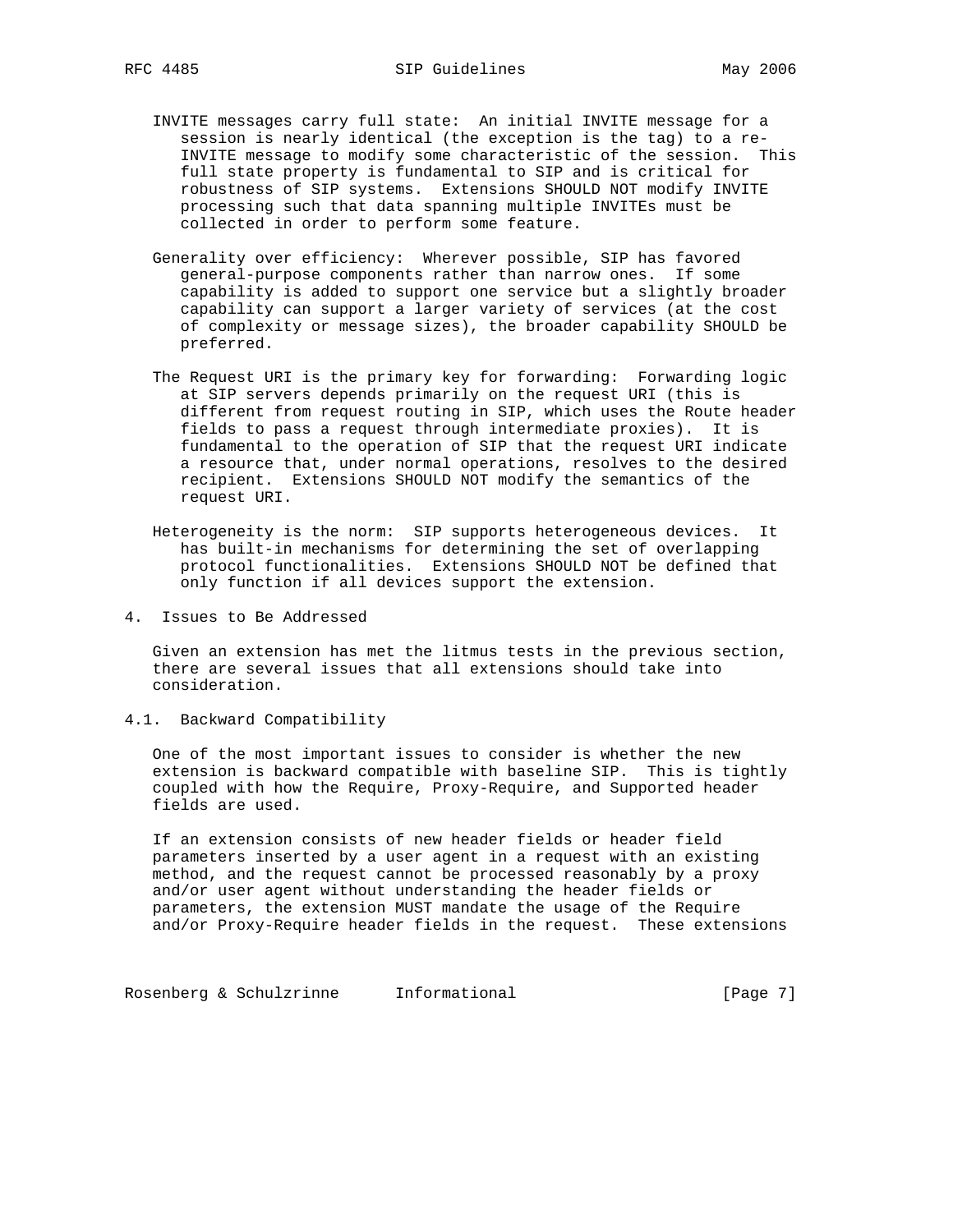INVITE messages carry full state: An initial INVITE message for a session is nearly identical (the exception is the tag) to a re-INVITE message to modify some characteristic of the session. This full state property is fundamental to SIP and is critical for robustness of SIP systems. Extensions SHOULD NOT modify INVITE processing such that data spanning multiple INVITEs must be collected in order to perform some feature.

Generality over efficiency: Wherever possible, SIP has favored general-purpose components rather than narrow ones. If some capability is added to support one service but a slightly broader capability can support a larger variety of services (at the cost of complexity or message sizes), the broader capability SHOULD be preferred.

The Request URI is the primary key for forwarding: Forwarding logic at SIP servers depends primarily on the request URI (this is different from request routing in SIP, which uses the Route header fields to pass a request through intermediate proxies). It is fundamental to the operation of SIP that the request URI indicate a resource that, under normal operations, resolves to the desired recipient. Extensions SHOULD NOT modify the semantics of the request URI.

Heterogeneity is the norm: SIP supports heterogeneous devices. It has built-in mechanisms for determining the set of overlapping protocol functionalities. Extensions SHOULD NOT be defined that only function if all devices support the extension.

## 4. Issues to Be Addressed

Given an extension has met the litmus tests in the previous section, there are several issues that all extensions should take into consideration.

### 4.1. Backward Compatibility

One of the most important issues to consider is whether the new extension is backward compatible with baseline SIP. This is tightly coupled with how the Require, Proxy-Require, and Supported header fields are used.

If an extension consists of new header fields or header field parameters inserted by a user agent in a request with an existing method, and the request cannot be processed reasonably by a proxy and/or user agent without understanding the header fields or parameters, the extension MUST mandate the usage of the Require and/or Proxy-Require header fields in the request. These extensions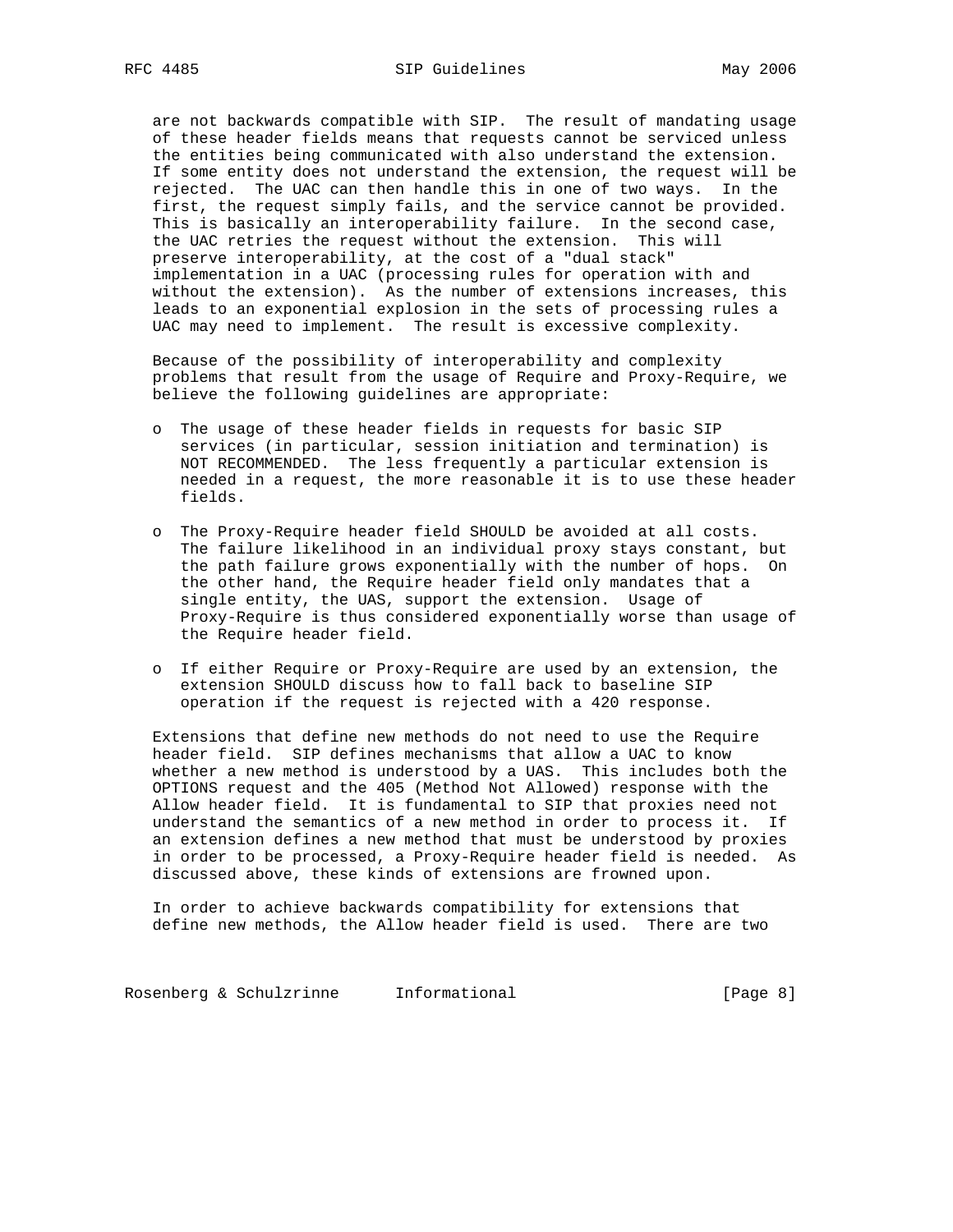are not backwards compatible with SIP. The result of mandating usage of these header fields means that requests cannot be serviced unless the entities being communicated with also understand the extension. If some entity does not understand the extension, the request will be rejected. The UAC can then handle this in one of two ways. In the first, the request simply fails, and the service cannot be provided. This is basically an interoperability failure. In the second case, the UAC retries the request without the extension. This will preserve interoperability, at the cost of a "dual stack" implementation in a UAC (processing rules for operation with and without the extension). As the number of extensions increases, this leads to an exponential explosion in the sets of processing rules a UAC may need to implement. The result is excessive complexity.

Because of the possibility of interoperability and complexity problems that result from the usage of Require and Proxy-Require, we believe the following guidelines are appropriate:

- The usage of these header fields in requests for basic SIP services (in particular, session initiation and termination) is NOT RECOMMENDED. The less frequently a particular extension is needed in a request, the more reasonable it is to use these header fields.

- The Proxy-Require header field SHOULD be avoided at all costs. The failure likelihood in an individual proxy stays constant, but the path failure grows exponentially with the number of hops. On the other hand, the Require header field only mandates that a single entity, the UAS, support the extension. Usage of Proxy-Require is thus considered exponentially worse than usage of the Require header field.

- If either Require or Proxy-Require are used by an extension, the extension SHOULD discuss how to fall back to baseline SIP operation if the request is rejected with a 420 response.

Extensions that define new methods do not need to use the Require header field. SIP defines mechanisms that allow a UAC to know whether a new method is understood by a UAS. This includes both the OPTIONS request and the 405 (Method Not Allowed) response with the Allow header field. It is fundamental to SIP that proxies need not understand the semantics of a new method in order to process it. If an extension defines a new method that must be understood by proxies in order to be processed, a Proxy-Require header field is needed. As discussed above, these kinds of extensions are frowned upon.

In order to achieve backwards compatibility for extensions that define new methods, the Allow header field is used. There are two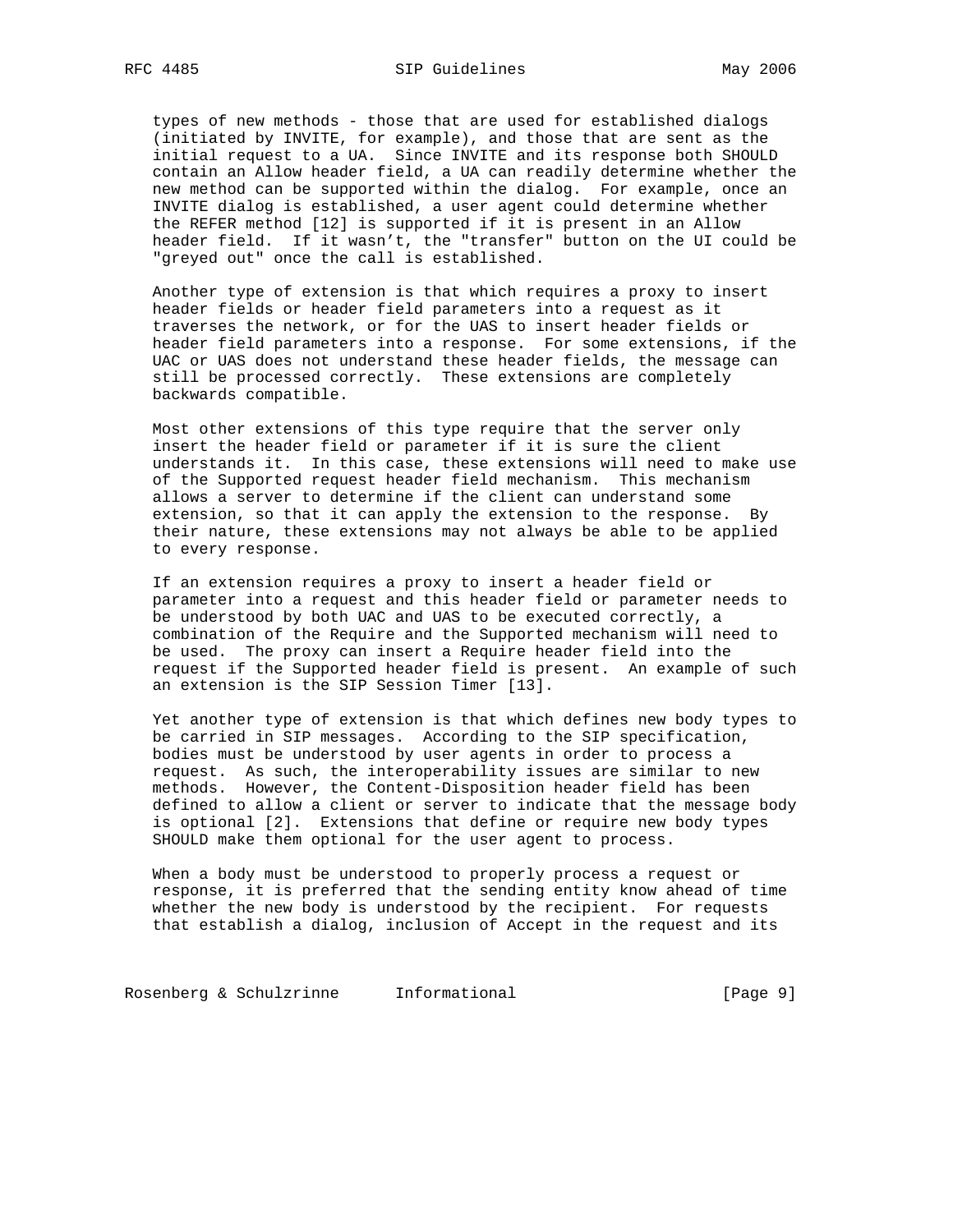types of new methods - those that are used for established dialogs (initiated by INVITE, for example), and those that are sent as the initial request to a UA. Since INVITE and its response both SHOULD contain an Allow header field, a UA can readily determine whether the new method can be supported within the dialog. For example, once an INVITE dialog is established, a user agent could determine whether the REFER method [12] is supported if it is present in an Allow header field. If it wasn't, the "transfer" button on the UI could be "greyed out" once the call is established.

Another type of extension is that which requires a proxy to insert header fields or header field parameters into a request as it traverses the network, or for the UAS to insert header fields or header field parameters into a response. For some extensions, if the UAC or UAS does not understand these header fields, the message can still be processed correctly. These extensions are completely backwards compatible.

Most other extensions of this type require that the server only insert the header field or parameter if it is sure the client understands it. In this case, these extensions will need to make use of the Supported request header field mechanism. This mechanism allows a server to determine if the client can understand some extension, so that it can apply the extension to the response. By their nature, these extensions may not always be able to be applied to every response.

If an extension requires a proxy to insert a header field or parameter into a request and this header field or parameter needs to be understood by both UAC and UAS to be executed correctly, a combination of the Require and the Supported mechanism will need to be used. The proxy can insert a Require header field into the request if the Supported header field is present. An example of such an extension is the SIP Session Timer [13].

Yet another type of extension is that which defines new body types to be carried in SIP messages. According to the SIP specification, bodies must be understood by user agents in order to process a request. As such, the interoperability issues are similar to new methods. However, the Content-Disposition header field has been defined to allow a client or server to indicate that the message body is optional [2]. Extensions that define or require new body types SHOULD make them optional for the user agent to process.

When a body must be understood to properly process a request or response, it is preferred that the sending entity know ahead of time whether the new body is understood by the recipient. For requests that establish a dialog, inclusion of Accept in the request and its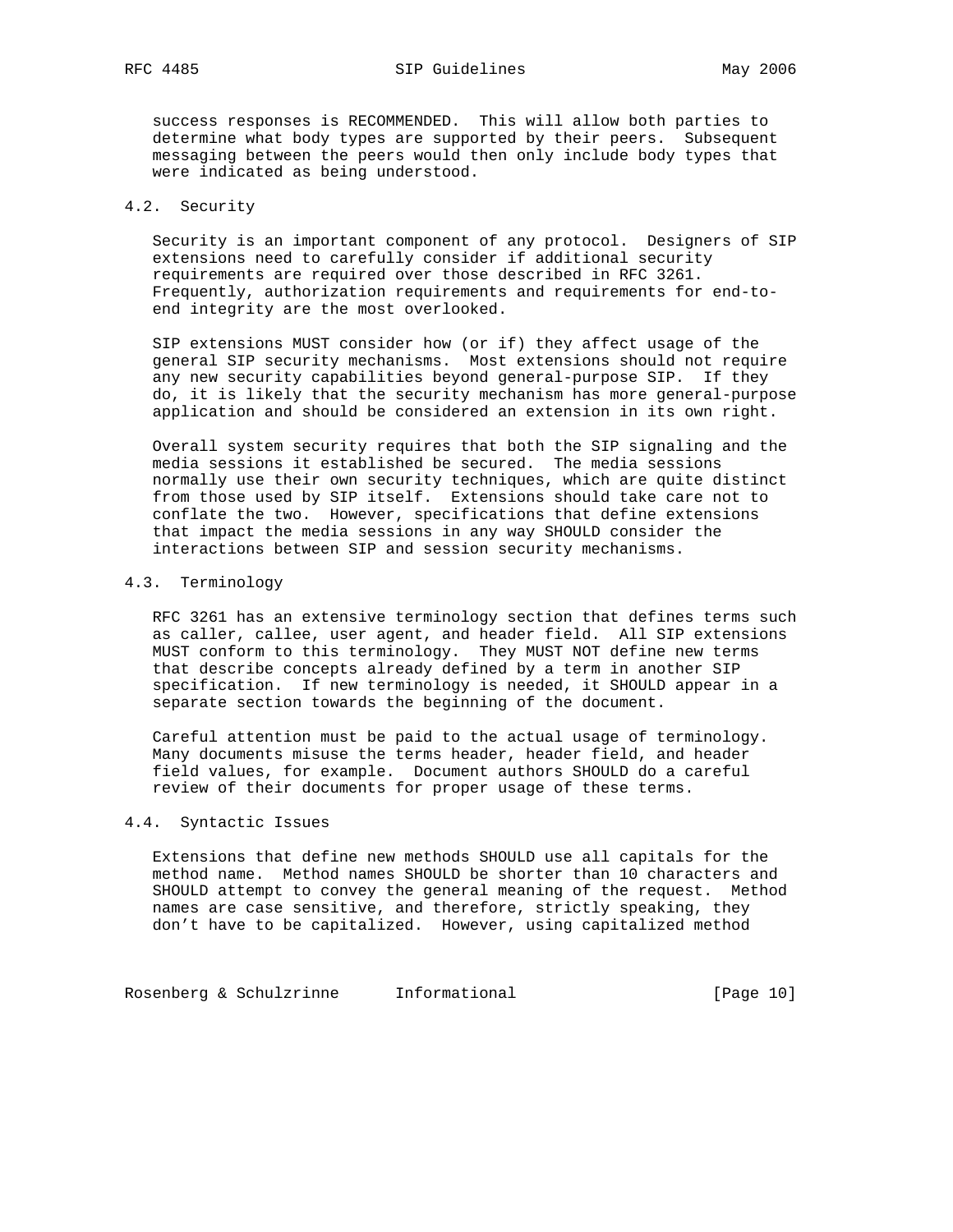success responses is RECOMMENDED. This will allow both parties to determine what body types are supported by their peers. Subsequent messaging between the peers would then only include body types that were indicated as being understood.

### 4.2. Security

Security is an important component of any protocol. Designers of SIP extensions need to carefully consider if additional security requirements are required over those described in RFC 3261. Frequently, authorization requirements and requirements for end-to-end integrity are the most overlooked.

SIP extensions MUST consider how (or if) they affect usage of the general SIP security mechanisms. Most extensions should not require any new security capabilities beyond general-purpose SIP. If they do, it is likely that the security mechanism has more general-purpose application and should be considered an extension in its own right.

Overall system security requires that both the SIP signaling and the media sessions it established be secured. The media sessions normally use their own security techniques, which are quite distinct from those used by SIP itself. Extensions should take care not to conflate the two. However, specifications that define extensions that impact the media sessions in any way SHOULD consider the interactions between SIP and session security mechanisms.

### 4.3. Terminology

RFC 3261 has an extensive terminology section that defines terms such as caller, callee, user agent, and header field. All SIP extensions MUST conform to this terminology. They MUST NOT define new terms that describe concepts already defined by a term in another SIP specification. If new terminology is needed, it SHOULD appear in a separate section towards the beginning of the document.

Careful attention must be paid to the actual usage of terminology. Many documents misuse the terms header, header field, and header field values, for example. Document authors SHOULD do a careful review of their documents for proper usage of these terms.

### 4.4. Syntactic Issues

Extensions that define new methods SHOULD use all capitals for the method name. Method names SHOULD be shorter than 10 characters and SHOULD attempt to convey the general meaning of the request. Method names are case sensitive, and therefore, strictly speaking, they don't have to be capitalized. However, using capitalized method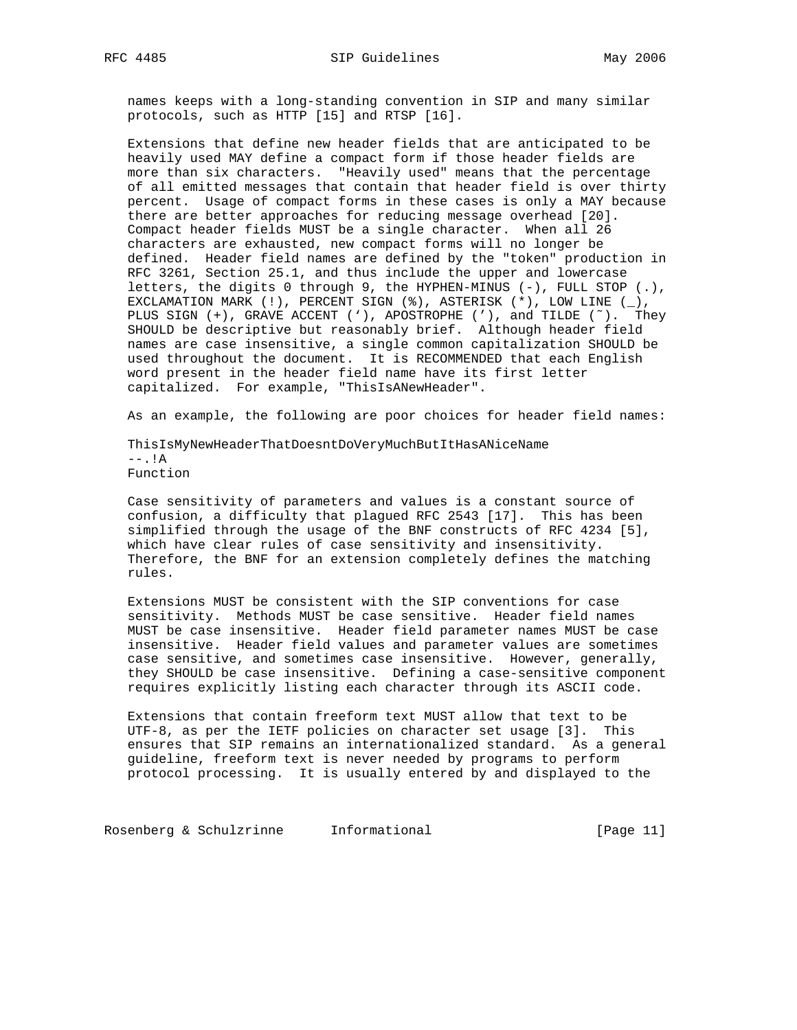names keeps with a long-standing convention in SIP and many similar protocols, such as HTTP [15] and RTSP [16].

Extensions that define new header fields that are anticipated to be heavily used MAY define a compact form if those header fields are more than six characters. "Heavily used" means that the percentage of all emitted messages that contain that header field is over thirty percent. Usage of compact forms in these cases is only a MAY because there are better approaches for reducing message overhead [20]. Compact header fields MUST be a single character. When all 26 characters are exhausted, new compact forms will no longer be defined. Header field names are defined by the "token" production in RFC 3261, Section 25.1, and thus include the upper and lowercase letters, the digits 0 through 9, the HYPHEN-MINUS (-), FULL STOP (.), EXCLAMATION MARK (!), PERCENT SIGN (%), ASTERISK (*), LOW LINE (_), PLUS SIGN (+), GRAVE ACCENT (‘), APOSTROPHE (’), and TILDE (˜). They SHOULD be descriptive but reasonably brief. Although header field names are case insensitive, a single common capitalization SHOULD be used throughout the document. It is RECOMMENDED that each English word present in the header field name have its first letter capitalized. For example, "ThisIsANewHeader".

As an example, the following are poor choices for header field names:

```
ThisIsMyNewHeaderThatDoesntDoVeryMuchButItHasANiceName
--.!A
Function
```

Case sensitivity of parameters and values is a constant source of confusion, a difficulty that plagued RFC 2543 [17]. This has been simplified through the usage of the BNF constructs of RFC 4234 [5], which have clear rules of case sensitivity and insensitivity. Therefore, the BNF for an extension completely defines the matching rules.

Extensions MUST be consistent with the SIP conventions for case sensitivity. Methods MUST be case sensitive. Header field names MUST be case insensitive. Header field parameter names MUST be case insensitive. Header field values and parameter values are sometimes case sensitive, and sometimes case insensitive. However, generally, they SHOULD be case insensitive. Defining a case-sensitive component requires explicitly listing each character through its ASCII code.

Extensions that contain freeform text MUST allow that text to be UTF-8, as per the IETF policies on character set usage [3]. This ensures that SIP remains an internationalized standard. As a general guideline, freeform text is never needed by programs to perform protocol processing. It is usually entered by and displayed to the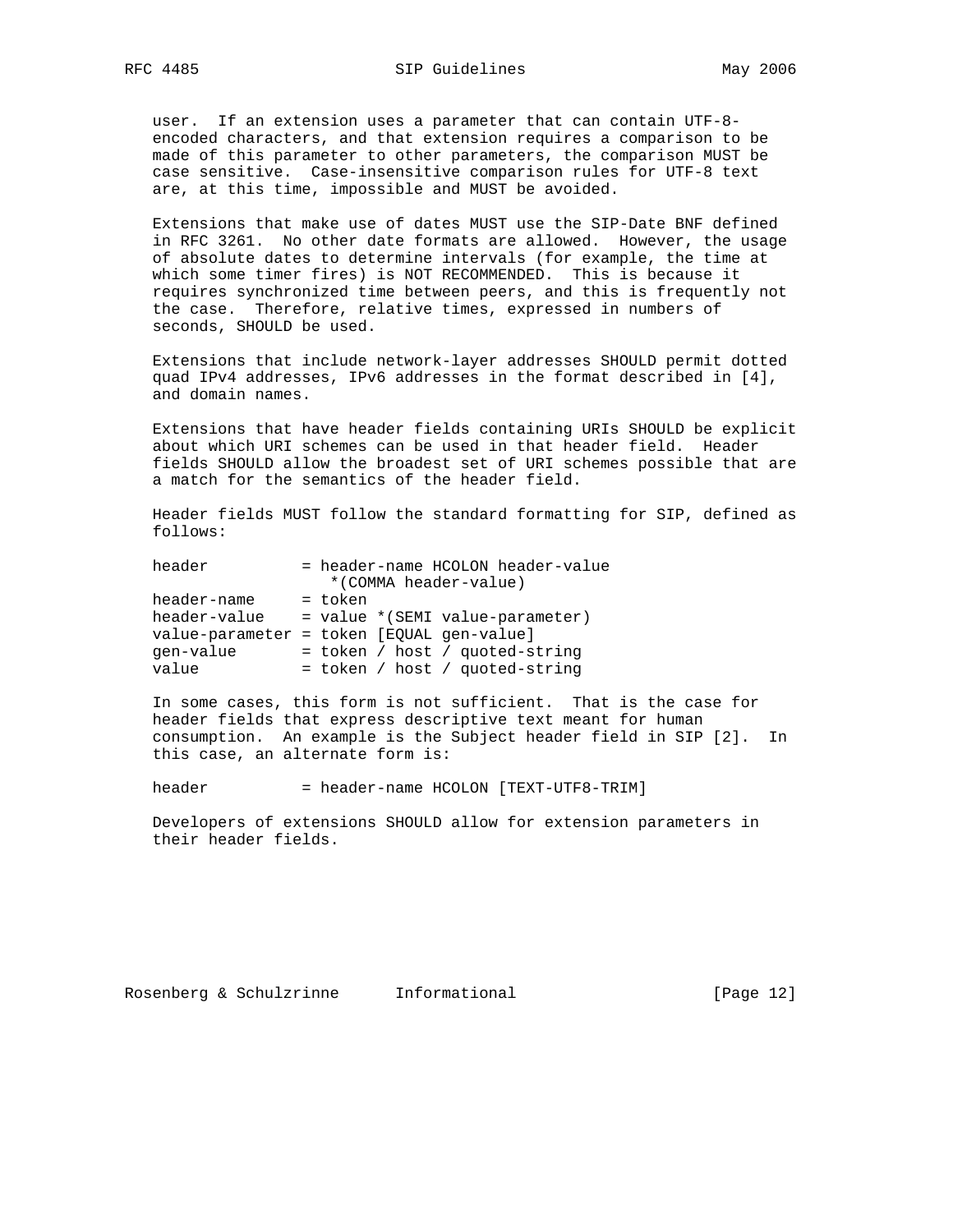user. If an extension uses a parameter that can contain UTF-8-encoded characters, and that extension requires a comparison to be made of this parameter to other parameters, the comparison MUST be case sensitive. Case-insensitive comparison rules for UTF-8 text are, at this time, impossible and MUST be avoided.

Extensions that make use of dates MUST use the SIP-Date BNF defined in RFC 3261. No other date formats are allowed. However, the usage of absolute dates to determine intervals (for example, the time at which some timer fires) is NOT RECOMMENDED. This is because it requires synchronized time between peers, and this is frequently not the case. Therefore, relative times, expressed in numbers of seconds, SHOULD be used.

Extensions that include network-layer addresses SHOULD permit dotted quad IPv4 addresses, IPv6 addresses in the format described in [4], and domain names.

Extensions that have header fields containing URIs SHOULD be explicit about which URI schemes can be used in that header field. Header fields SHOULD allow the broadest set of URI schemes possible that are a match for the semantics of the header field.

Header fields MUST follow the standard formatting for SIP, defined as follows:

```
header          = header-name HCOLON header-value
                    *(COMMA header-value)
header-name     = token
header-value    = value *(SEMI value-parameter)
value-parameter = token [EQUAL gen-value]
gen-value       = token / host / quoted-string
value           = token / host / quoted-string
```

In some cases, this form is not sufficient. That is the case for header fields that express descriptive text meant for human consumption. An example is the Subject header field in SIP [2]. In this case, an alternate form is:

```
header          = header-name HCOLON [TEXT-UTF8-TRIM]
```

Developers of extensions SHOULD allow for extension parameters in their header fields.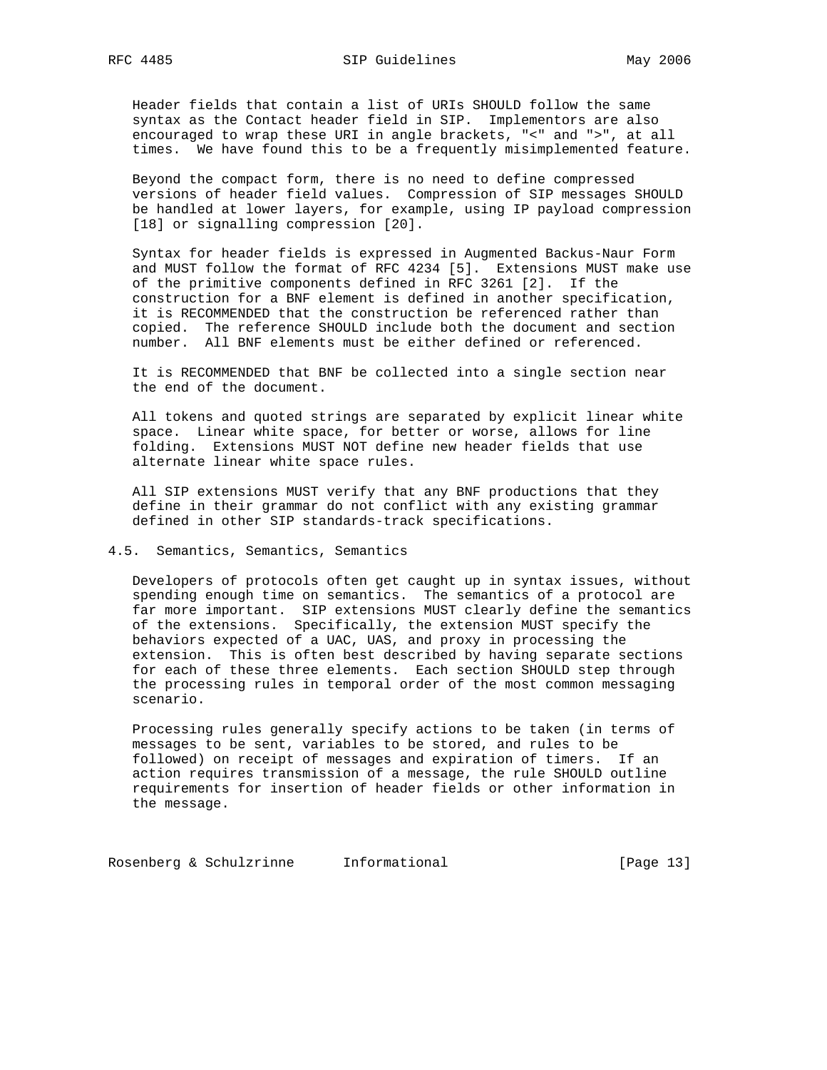Header fields that contain a list of URIs SHOULD follow the same syntax as the Contact header field in SIP. Implementors are also encouraged to wrap these URI in angle brackets, "<" and ">", at all times. We have found this to be a frequently misimplemented feature.

Beyond the compact form, there is no need to define compressed versions of header field values. Compression of SIP messages SHOULD be handled at lower layers, for example, using IP payload compression [18] or signalling compression [20].

Syntax for header fields is expressed in Augmented Backus-Naur Form and MUST follow the format of RFC 4234 [5]. Extensions MUST make use of the primitive components defined in RFC 3261 [2]. If the construction for a BNF element is defined in another specification, it is RECOMMENDED that the construction be referenced rather than copied. The reference SHOULD include both the document and section number. All BNF elements must be either defined or referenced.

It is RECOMMENDED that BNF be collected into a single section near the end of the document.

All tokens and quoted strings are separated by explicit linear white space. Linear white space, for better or worse, allows for line folding. Extensions MUST NOT define new header fields that use alternate linear white space rules.

All SIP extensions MUST verify that any BNF productions that they define in their grammar do not conflict with any existing grammar defined in other SIP standards-track specifications.

## 4.5. Semantics, Semantics, Semantics

Developers of protocols often get caught up in syntax issues, without spending enough time on semantics. The semantics of a protocol are far more important. SIP extensions MUST clearly define the semantics of the extensions. Specifically, the extension MUST specify the behaviors expected of a UAC, UAS, and proxy in processing the extension. This is often best described by having separate sections for each of these three elements. Each section SHOULD step through the processing rules in temporal order of the most common messaging scenario.

Processing rules generally specify actions to be taken (in terms of messages to be sent, variables to be stored, and rules to be followed) on receipt of messages and expiration of timers. If an action requires transmission of a message, the rule SHOULD outline requirements for insertion of header fields or other information in the message.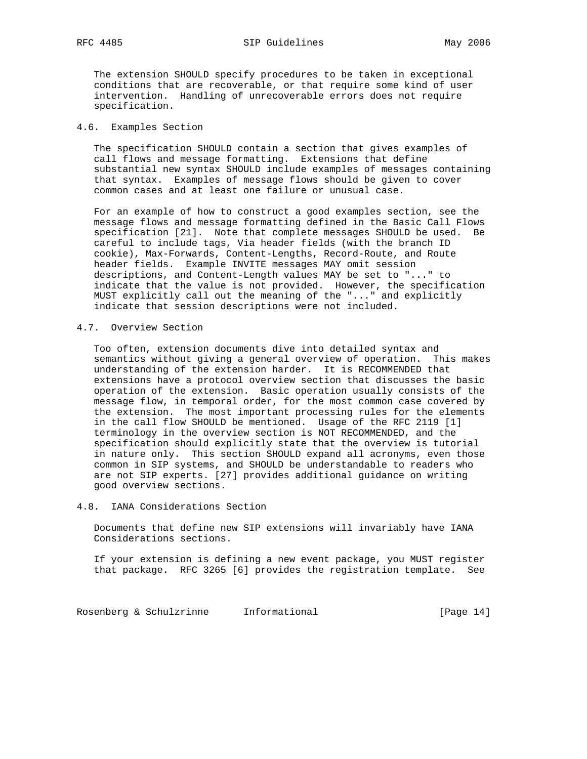The extension SHOULD specify procedures to be taken in exceptional conditions that are recoverable, or that require some kind of user intervention. Handling of unrecoverable errors does not require specification.

### 4.6. Examples Section

The specification SHOULD contain a section that gives examples of call flows and message formatting. Extensions that define substantial new syntax SHOULD include examples of messages containing that syntax. Examples of message flows should be given to cover common cases and at least one failure or unusual case.

For an example of how to construct a good examples section, see the message flows and message formatting defined in the Basic Call Flows specification [21]. Note that complete messages SHOULD be used. Be careful to include tags, Via header fields (with the branch ID cookie), Max-Forwards, Content-Lengths, Record-Route, and Route header fields. Example INVITE messages MAY omit session descriptions, and Content-Length values MAY be set to "..." to indicate that the value is not provided. However, the specification MUST explicitly call out the meaning of the "..." and explicitly indicate that session descriptions were not included.

### 4.7. Overview Section

Too often, extension documents dive into detailed syntax and semantics without giving a general overview of operation. This makes understanding of the extension harder. It is RECOMMENDED that extensions have a protocol overview section that discusses the basic operation of the extension. Basic operation usually consists of the message flow, in temporal order, for the most common case covered by the extension. The most important processing rules for the elements in the call flow SHOULD be mentioned. Usage of the RFC 2119 [1] terminology in the overview section is NOT RECOMMENDED, and the specification should explicitly state that the overview is tutorial in nature only. This section SHOULD expand all acronyms, even those common in SIP systems, and SHOULD be understandable to readers who are not SIP experts. [27] provides additional guidance on writing good overview sections.

### 4.8. IANA Considerations Section

Documents that define new SIP extensions will invariably have IANA Considerations sections.

If your extension is defining a new event package, you MUST register that package. RFC 3265 [6] provides the registration template. See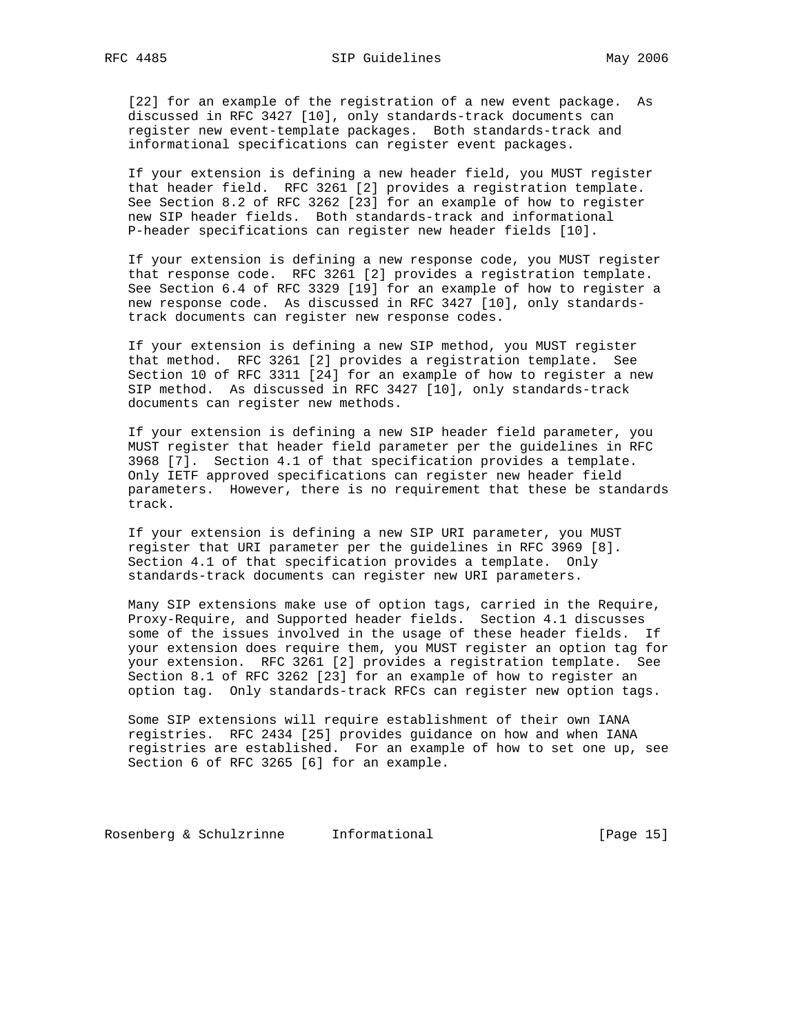[22] for an example of the registration of a new event package. As discussed in RFC 3427 [10], only standards-track documents can register new event-template packages. Both standards-track and informational specifications can register event packages.

If your extension is defining a new header field, you MUST register that header field. RFC 3261 [2] provides a registration template. See Section 8.2 of RFC 3262 [23] for an example of how to register new SIP header fields. Both standards-track and informational P-header specifications can register new header fields [10].

If your extension is defining a new response code, you MUST register that response code. RFC 3261 [2] provides a registration template. See Section 6.4 of RFC 3329 [19] for an example of how to register a new response code. As discussed in RFC 3427 [10], only standards-track documents can register new response codes.

If your extension is defining a new SIP method, you MUST register that method. RFC 3261 [2] provides a registration template. See Section 10 of RFC 3311 [24] for an example of how to register a new SIP method. As discussed in RFC 3427 [10], only standards-track documents can register new methods.

If your extension is defining a new SIP header field parameter, you MUST register that header field parameter per the guidelines in RFC 3968 [7]. Section 4.1 of that specification provides a template. Only IETF approved specifications can register new header field parameters. However, there is no requirement that these be standards track.

If your extension is defining a new SIP URI parameter, you MUST register that URI parameter per the guidelines in RFC 3969 [8]. Section 4.1 of that specification provides a template. Only standards-track documents can register new URI parameters.

Many SIP extensions make use of option tags, carried in the Require, Proxy-Require, and Supported header fields. Section 4.1 discusses some of the issues involved in the usage of these header fields. If your extension does require them, you MUST register an option tag for your extension. RFC 3261 [2] provides a registration template. See Section 8.1 of RFC 3262 [23] for an example of how to register an option tag. Only standards-track RFCs can register new option tags.

Some SIP extensions will require establishment of their own IANA registries. RFC 2434 [25] provides guidance on how and when IANA registries are established. For an example of how to set one up, see Section 6 of RFC 3265 [6] for an example.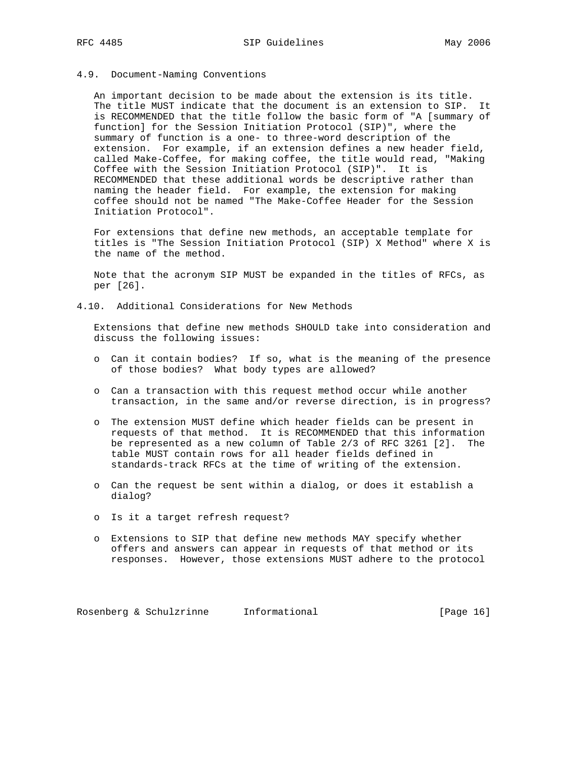### 4.9. Document-Naming Conventions

An important decision to be made about the extension is its title. The title MUST indicate that the document is an extension to SIP. It is RECOMMENDED that the title follow the basic form of "A [summary of function] for the Session Initiation Protocol (SIP)", where the summary of function is a one- to three-word description of the extension. For example, if an extension defines a new header field, called Make-Coffee, for making coffee, the title would read, "Making Coffee with the Session Initiation Protocol (SIP)". It is RECOMMENDED that these additional words be descriptive rather than naming the header field. For example, the extension for making coffee should not be named "The Make-Coffee Header for the Session Initiation Protocol".

For extensions that define new methods, an acceptable template for titles is "The Session Initiation Protocol (SIP) X Method" where X is the name of the method.

Note that the acronym SIP MUST be expanded in the titles of RFCs, as per [26].

### 4.10. Additional Considerations for New Methods

Extensions that define new methods SHOULD take into consideration and discuss the following issues:

- Can it contain bodies? If so, what is the meaning of the presence of those bodies? What body types are allowed?
- Can a transaction with this request method occur while another transaction, in the same and/or reverse direction, is in progress?
- The extension MUST define which header fields can be present in requests of that method. It is RECOMMENDED that this information be represented as a new column of Table 2/3 of RFC 3261 [2]. The table MUST contain rows for all header fields defined in standards-track RFCs at the time of writing of the extension.
- Can the request be sent within a dialog, or does it establish a dialog?
- Is it a target refresh request?
- Extensions to SIP that define new methods MAY specify whether offers and answers can appear in requests of that method or its responses. However, those extensions MUST adhere to the protocol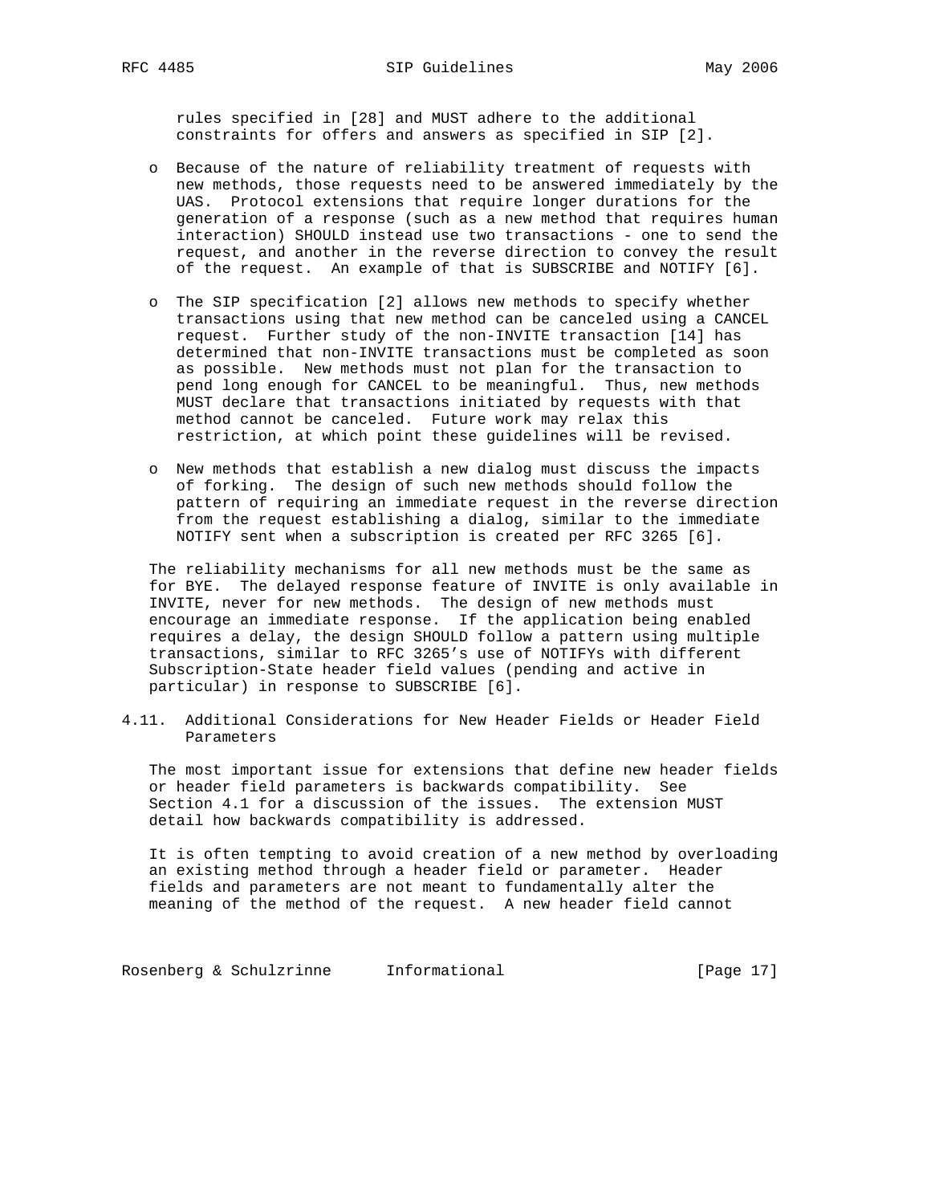rules specified in [28] and MUST adhere to the additional constraints for offers and answers as specified in SIP [2].

- Because of the nature of reliability treatment of requests with new methods, those requests need to be answered immediately by the UAS. Protocol extensions that require longer durations for the generation of a response (such as a new method that requires human interaction) SHOULD instead use two transactions - one to send the request, and another in the reverse direction to convey the result of the request. An example of that is SUBSCRIBE and NOTIFY [6].

- The SIP specification [2] allows new methods to specify whether transactions using that new method can be canceled using a CANCEL request. Further study of the non-INVITE transaction [14] has determined that non-INVITE transactions must be completed as soon as possible. New methods must not plan for the transaction to pend long enough for CANCEL to be meaningful. Thus, new methods MUST declare that transactions initiated by requests with that method cannot be canceled. Future work may relax this restriction, at which point these guidelines will be revised.

- New methods that establish a new dialog must discuss the impacts of forking. The design of such new methods should follow the pattern of requiring an immediate request in the reverse direction from the request establishing a dialog, similar to the immediate NOTIFY sent when a subscription is created per RFC 3265 [6].

The reliability mechanisms for all new methods must be the same as for BYE. The delayed response feature of INVITE is only available in INVITE, never for new methods. The design of new methods must encourage an immediate response. If the application being enabled requires a delay, the design SHOULD follow a pattern using multiple transactions, similar to RFC 3265's use of NOTIFYs with different Subscription-State header field values (pending and active in particular) in response to SUBSCRIBE [6].

### 4.11. Additional Considerations for New Header Fields or Header Field Parameters

The most important issue for extensions that define new header fields or header field parameters is backwards compatibility. See Section 4.1 for a discussion of the issues. The extension MUST detail how backwards compatibility is addressed.

It is often tempting to avoid creation of a new method by overloading an existing method through a header field or parameter. Header fields and parameters are not meant to fundamentally alter the meaning of the method of the request. A new header field cannot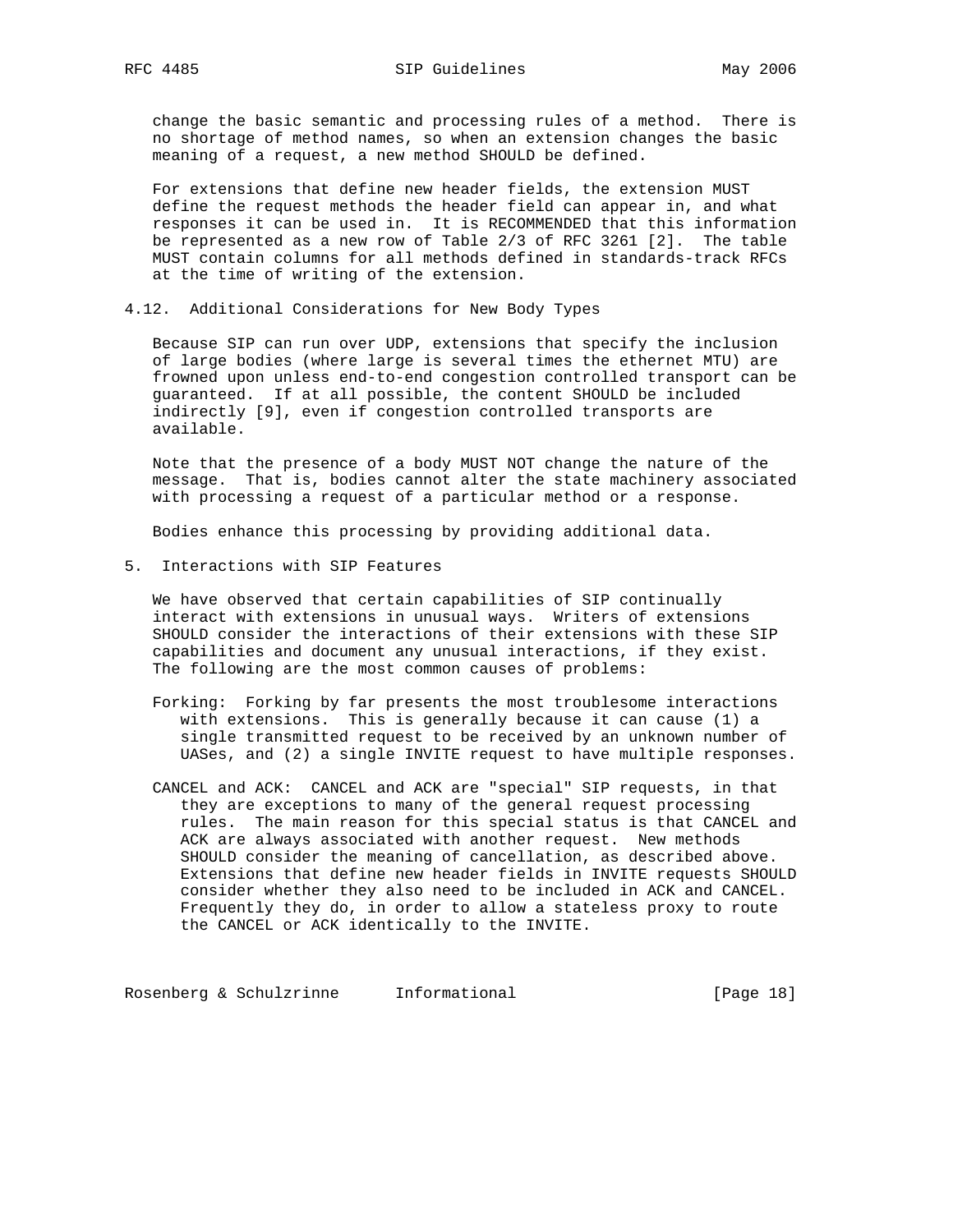change the basic semantic and processing rules of a method. There is no shortage of method names, so when an extension changes the basic meaning of a request, a new method SHOULD be defined.

For extensions that define new header fields, the extension MUST define the request methods the header field can appear in, and what responses it can be used in. It is RECOMMENDED that this information be represented as a new row of Table 2/3 of RFC 3261 [2]. The table MUST contain columns for all methods defined in standards-track RFCs at the time of writing of the extension.

### 4.12. Additional Considerations for New Body Types

Because SIP can run over UDP, extensions that specify the inclusion of large bodies (where large is several times the ethernet MTU) are frowned upon unless end-to-end congestion controlled transport can be guaranteed. If at all possible, the content SHOULD be included indirectly [9], even if congestion controlled transports are available.

Note that the presence of a body MUST NOT change the nature of the message. That is, bodies cannot alter the state machinery associated with processing a request of a particular method or a response.

Bodies enhance this processing by providing additional data.

## 5. Interactions with SIP Features

We have observed that certain capabilities of SIP continually interact with extensions in unusual ways. Writers of extensions SHOULD consider the interactions of their extensions with these SIP capabilities and document any unusual interactions, if they exist. The following are the most common causes of problems:

Forking: Forking by far presents the most troublesome interactions with extensions. This is generally because it can cause (1) a single transmitted request to be received by an unknown number of UASes, and (2) a single INVITE request to have multiple responses.

CANCEL and ACK: CANCEL and ACK are "special" SIP requests, in that they are exceptions to many of the general request processing rules. The main reason for this special status is that CANCEL and ACK are always associated with another request. New methods SHOULD consider the meaning of cancellation, as described above. Extensions that define new header fields in INVITE requests SHOULD consider whether they also need to be included in ACK and CANCEL. Frequently they do, in order to allow a stateless proxy to route the CANCEL or ACK identically to the INVITE.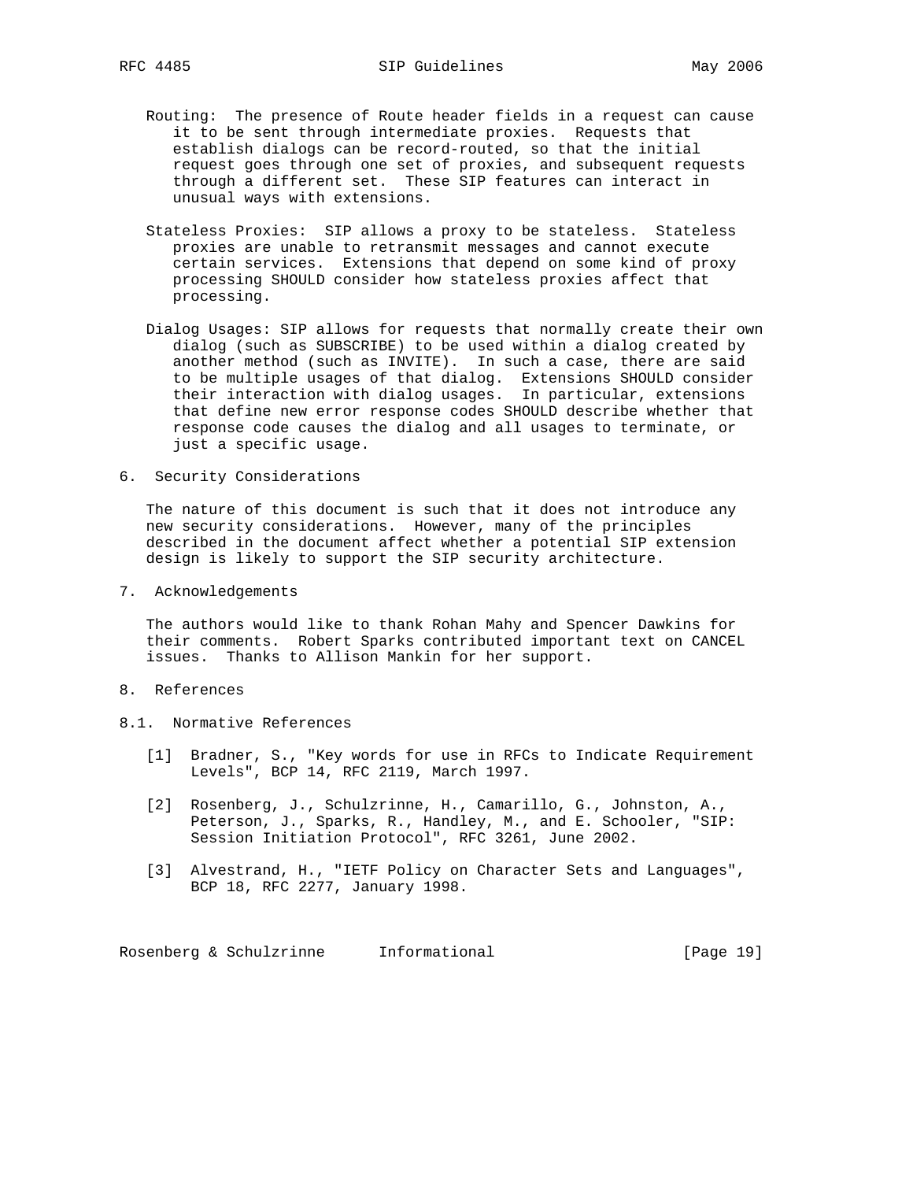Routing: The presence of Route header fields in a request can cause it to be sent through intermediate proxies. Requests that establish dialogs can be record-routed, so that the initial request goes through one set of proxies, and subsequent requests through a different set. These SIP features can interact in unusual ways with extensions.

Stateless Proxies: SIP allows a proxy to be stateless. Stateless proxies are unable to retransmit messages and cannot execute certain services. Extensions that depend on some kind of proxy processing SHOULD consider how stateless proxies affect that processing.

Dialog Usages: SIP allows for requests that normally create their own dialog (such as SUBSCRIBE) to be used within a dialog created by another method (such as INVITE). In such a case, there are said to be multiple usages of that dialog. Extensions SHOULD consider their interaction with dialog usages. In particular, extensions that define new error response codes SHOULD describe whether that response code causes the dialog and all usages to terminate, or just a specific usage.

## 6. Security Considerations

The nature of this document is such that it does not introduce any new security considerations. However, many of the principles described in the document affect whether a potential SIP extension design is likely to support the SIP security architecture.

## 7. Acknowledgements

The authors would like to thank Rohan Mahy and Spencer Dawkins for their comments. Robert Sparks contributed important text on CANCEL issues. Thanks to Allison Mankin for her support.

## 8. References

### 8.1. Normative References

[1] Bradner, S., "Key words for use in RFCs to Indicate Requirement Levels", BCP 14, RFC 2119, March 1997.

[2] Rosenberg, J., Schulzrinne, H., Camarillo, G., Johnston, A., Peterson, J., Sparks, R., Handley, M., and E. Schooler, "SIP: Session Initiation Protocol", RFC 3261, June 2002.

[3] Alvestrand, H., "IETF Policy on Character Sets and Languages", BCP 18, RFC 2277, January 1998.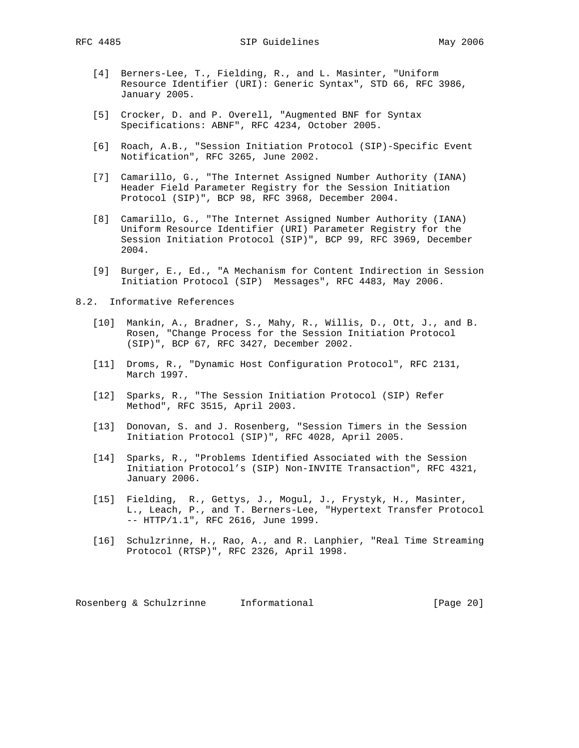[4] Berners-Lee, T., Fielding, R., and L. Masinter, "Uniform Resource Identifier (URI): Generic Syntax", STD 66, RFC 3986, January 2005.

[5] Crocker, D. and P. Overell, "Augmented BNF for Syntax Specifications: ABNF", RFC 4234, October 2005.

[6] Roach, A.B., "Session Initiation Protocol (SIP)-Specific Event Notification", RFC 3265, June 2002.

[7] Camarillo, G., "The Internet Assigned Number Authority (IANA) Header Field Parameter Registry for the Session Initiation Protocol (SIP)", BCP 98, RFC 3968, December 2004.

[8] Camarillo, G., "The Internet Assigned Number Authority (IANA) Uniform Resource Identifier (URI) Parameter Registry for the Session Initiation Protocol (SIP)", BCP 99, RFC 3969, December 2004.

[9] Burger, E., Ed., "A Mechanism for Content Indirection in Session Initiation Protocol (SIP) Messages", RFC 4483, May 2006.

## 8.2. Informative References

[10] Mankin, A., Bradner, S., Mahy, R., Willis, D., Ott, J., and B. Rosen, "Change Process for the Session Initiation Protocol (SIP)", BCP 67, RFC 3427, December 2002.

[11] Droms, R., "Dynamic Host Configuration Protocol", RFC 2131, March 1997.

[12] Sparks, R., "The Session Initiation Protocol (SIP) Refer Method", RFC 3515, April 2003.

[13] Donovan, S. and J. Rosenberg, "Session Timers in the Session Initiation Protocol (SIP)", RFC 4028, April 2005.

[14] Sparks, R., "Problems Identified Associated with the Session Initiation Protocol's (SIP) Non-INVITE Transaction", RFC 4321, January 2006.

[15] Fielding, R., Gettys, J., Mogul, J., Frystyk, H., Masinter, L., Leach, P., and T. Berners-Lee, "Hypertext Transfer Protocol -- HTTP/1.1", RFC 2616, June 1999.

[16] Schulzrinne, H., Rao, A., and R. Lanphier, "Real Time Streaming Protocol (RTSP)", RFC 2326, April 1998.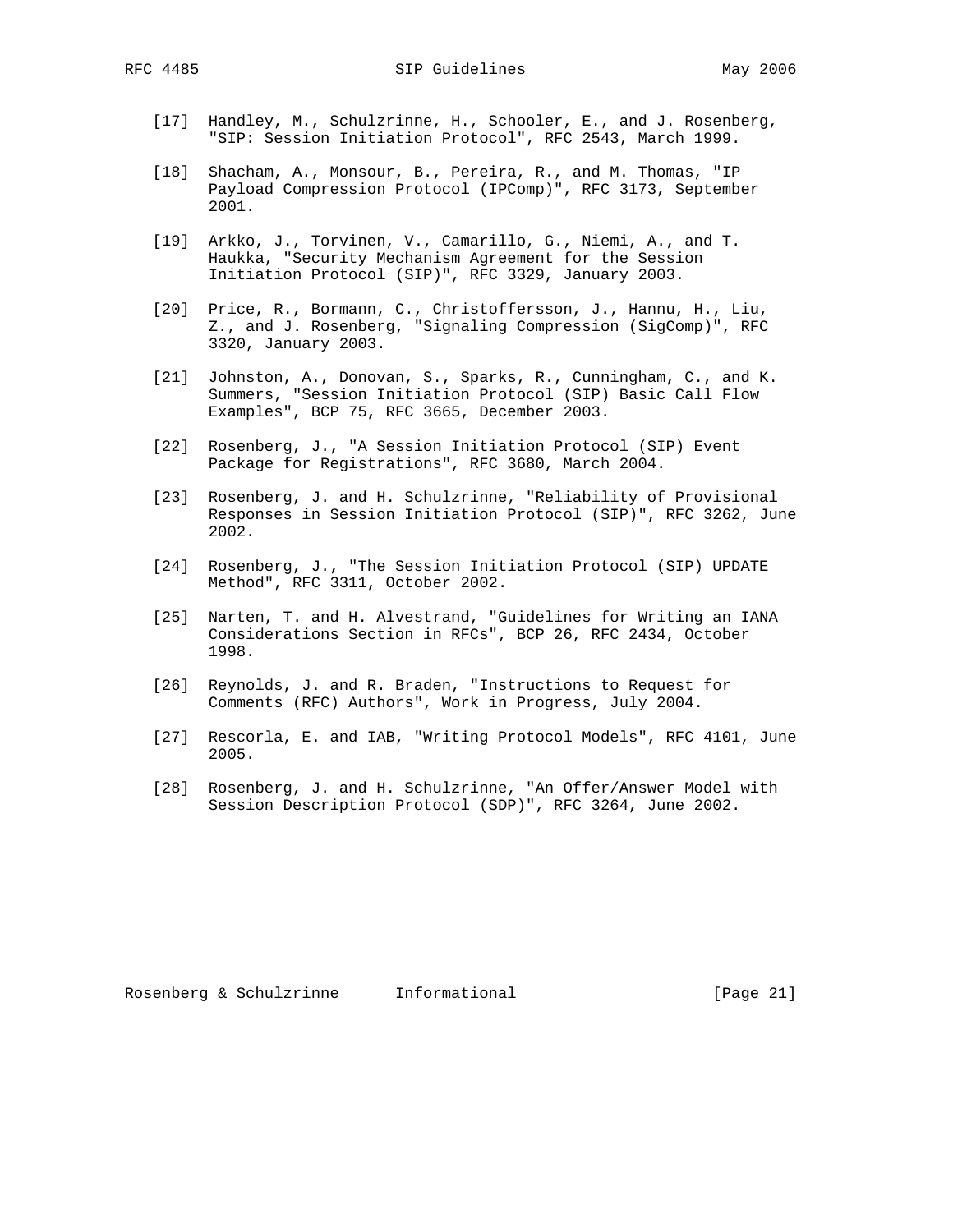[17] Handley, M., Schulzrinne, H., Schooler, E., and J. Rosenberg, "SIP: Session Initiation Protocol", RFC 2543, March 1999.

[18] Shacham, A., Monsour, B., Pereira, R., and M. Thomas, "IP Payload Compression Protocol (IPComp)", RFC 3173, September 2001.

[19] Arkko, J., Torvinen, V., Camarillo, G., Niemi, A., and T. Haukka, "Security Mechanism Agreement for the Session Initiation Protocol (SIP)", RFC 3329, January 2003.

[20] Price, R., Bormann, C., Christoffersson, J., Hannu, H., Liu, Z., and J. Rosenberg, "Signaling Compression (SigComp)", RFC 3320, January 2003.

[21] Johnston, A., Donovan, S., Sparks, R., Cunningham, C., and K. Summers, "Session Initiation Protocol (SIP) Basic Call Flow Examples", BCP 75, RFC 3665, December 2003.

[22] Rosenberg, J., "A Session Initiation Protocol (SIP) Event Package for Registrations", RFC 3680, March 2004.

[23] Rosenberg, J. and H. Schulzrinne, "Reliability of Provisional Responses in Session Initiation Protocol (SIP)", RFC 3262, June 2002.

[24] Rosenberg, J., "The Session Initiation Protocol (SIP) UPDATE Method", RFC 3311, October 2002.

[25] Narten, T. and H. Alvestrand, "Guidelines for Writing an IANA Considerations Section in RFCs", BCP 26, RFC 2434, October 1998.

[26] Reynolds, J. and R. Braden, "Instructions to Request for Comments (RFC) Authors", Work in Progress, July 2004.

[27] Rescorla, E. and IAB, "Writing Protocol Models", RFC 4101, June 2005.

[28] Rosenberg, J. and H. Schulzrinne, "An Offer/Answer Model with Session Description Protocol (SDP)", RFC 3264, June 2002.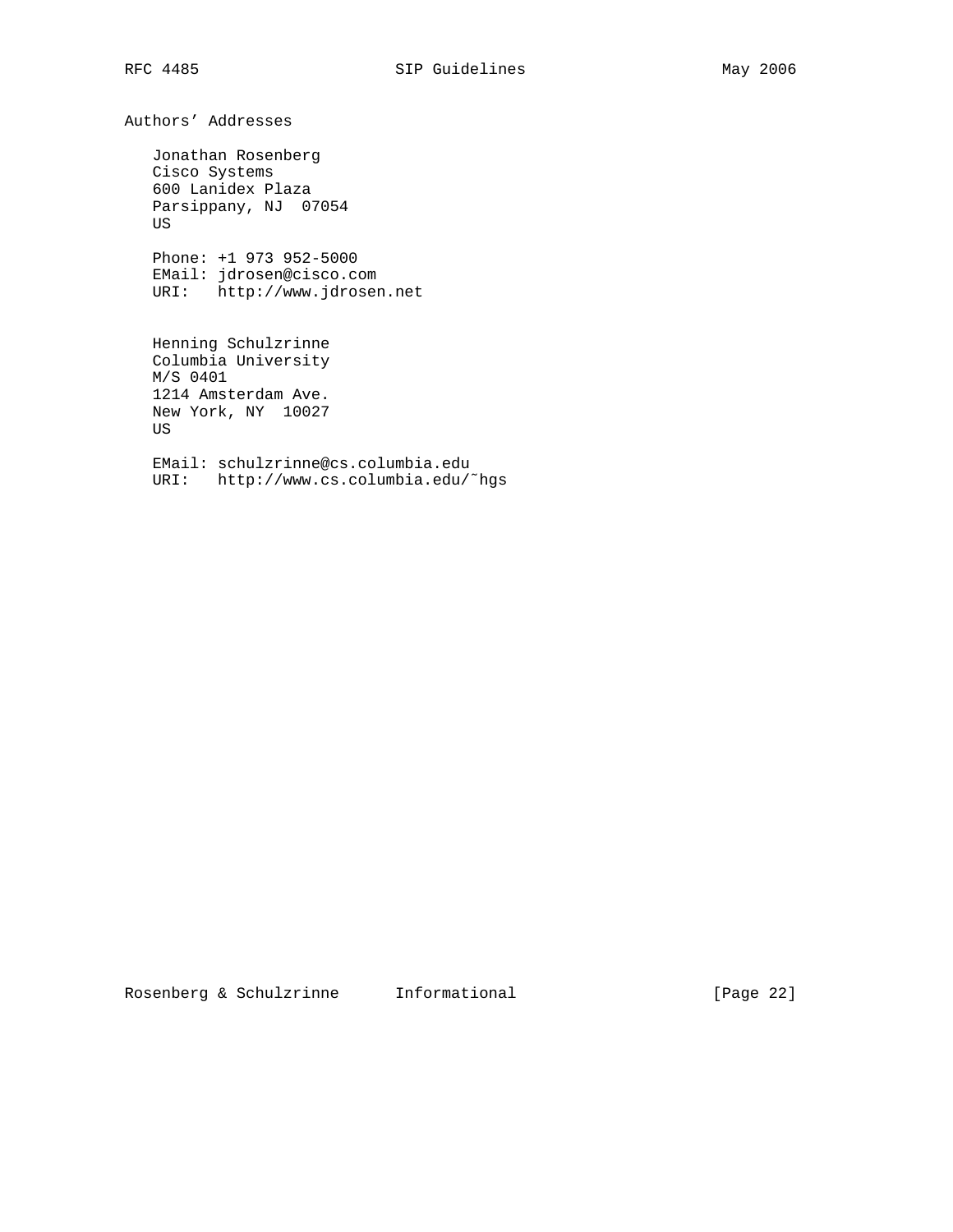## Authors' Addresses

Jonathan Rosenberg
Cisco Systems
600 Lanidex Plaza
Parsippany, NJ  07054
US

Phone: +1 973 952-5000
EMail: jdrosen@cisco.com
URI:   http://www.jdrosen.net

Henning Schulzrinne
Columbia University
M/S 0401
1214 Amsterdam Ave.
New York, NY  10027
US

EMail: schulzrinne@cs.columbia.edu
URI:   http://www.cs.columbia.edu/~hgs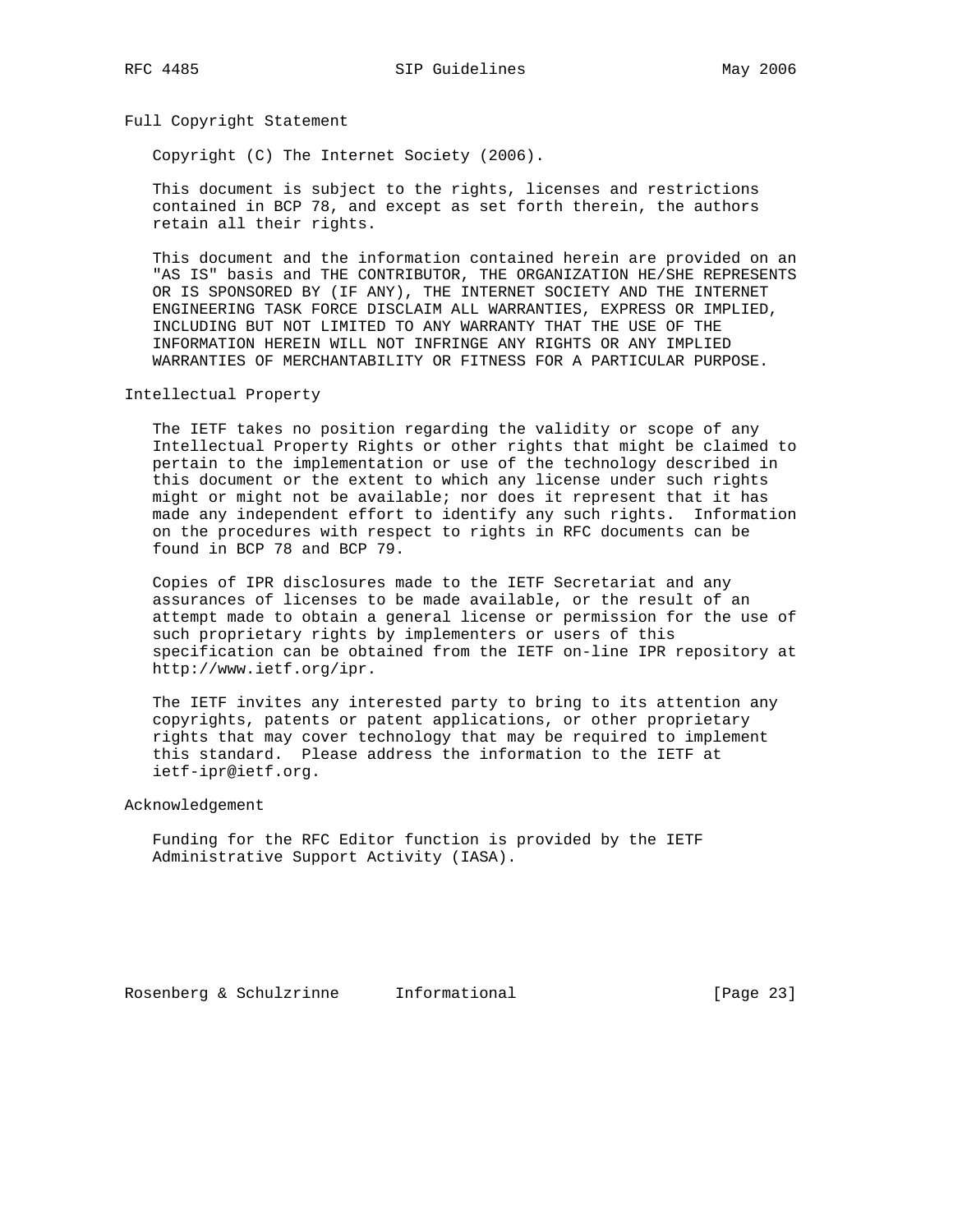## Full Copyright Statement

Copyright (C) The Internet Society (2006).

This document is subject to the rights, licenses and restrictions contained in BCP 78, and except as set forth therein, the authors retain all their rights.

This document and the information contained herein are provided on an "AS IS" basis and THE CONTRIBUTOR, THE ORGANIZATION HE/SHE REPRESENTS OR IS SPONSORED BY (IF ANY), THE INTERNET SOCIETY AND THE INTERNET ENGINEERING TASK FORCE DISCLAIM ALL WARRANTIES, EXPRESS OR IMPLIED, INCLUDING BUT NOT LIMITED TO ANY WARRANTY THAT THE USE OF THE INFORMATION HEREIN WILL NOT INFRINGE ANY RIGHTS OR ANY IMPLIED WARRANTIES OF MERCHANTABILITY OR FITNESS FOR A PARTICULAR PURPOSE.

## Intellectual Property

The IETF takes no position regarding the validity or scope of any Intellectual Property Rights or other rights that might be claimed to pertain to the implementation or use of the technology described in this document or the extent to which any license under such rights might or might not be available; nor does it represent that it has made any independent effort to identify any such rights. Information on the procedures with respect to rights in RFC documents can be found in BCP 78 and BCP 79.

Copies of IPR disclosures made to the IETF Secretariat and any assurances of licenses to be made available, or the result of an attempt made to obtain a general license or permission for the use of such proprietary rights by implementers or users of this specification can be obtained from the IETF on-line IPR repository at http://www.ietf.org/ipr.

The IETF invites any interested party to bring to its attention any copyrights, patents or patent applications, or other proprietary rights that may cover technology that may be required to implement this standard. Please address the information to the IETF at ietf-ipr@ietf.org.

## Acknowledgement

Funding for the RFC Editor function is provided by the IETF Administrative Support Activity (IASA).